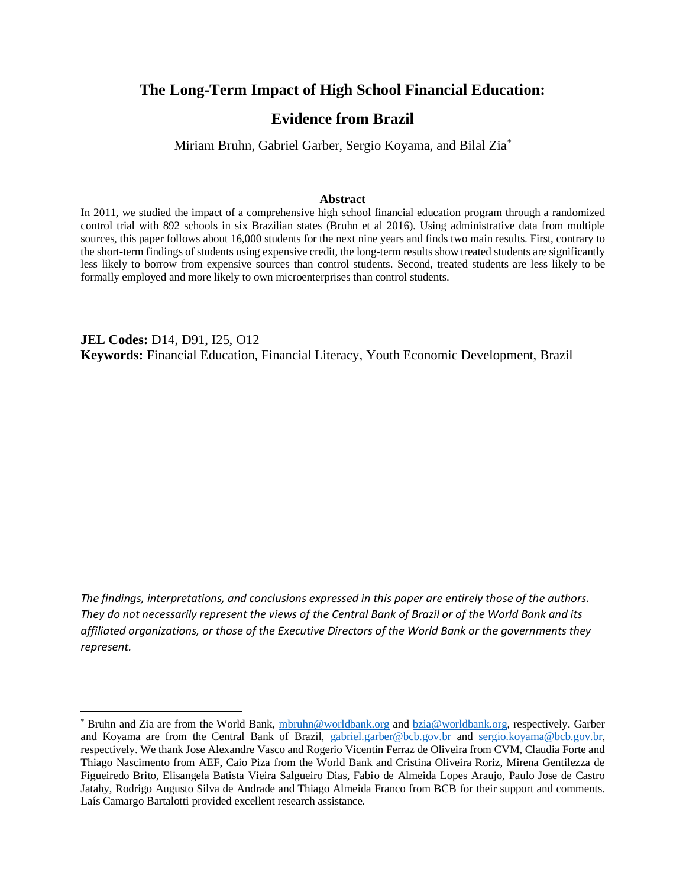# The Long-Term Impact of High School Financial Education: Evidence from Brazil

Miriam Bruhn, Gabriel Garber, Sergio Koyama, and Bilal Zia[*]

## Abstract

In 2011, we studied the impact of a comprehensive high school financial education program through a randomized control trial with 892 schools in six Brazilian states (Bruhn et al 2016). Using administrative data from multiple sources, this paper follows about 16,000 students for the next nine years and finds two main results. First, contrary to the short-term findings of students using expensive credit, the long-term results show treated students are significantly less likely to borrow from expensive sources than control students. Second, treated students are less likely to be formally employed and more likely to own microenterprises than control students.

**JEL Codes:** D14, D91, I25, O12

**Keywords:** Financial Education, Financial Literacy, Youth Economic Development, Brazil

*The findings, interpretations, and conclusions expressed in this paper are entirely those of the authors. They do not necessarily represent the views of the Central Bank of Brazil or of the World Bank and its affiliated organizations, or those of the Executive Directors of the World Bank or the governments they represent.*

---

[*] Bruhn and Zia are from the World Bank, mbruhn@worldbank.org and bzia@worldbank.org, respectively. Garber and Koyama are from the Central Bank of Brazil, gabriel.garber@bcb.gov.br and sergio.koyama@bcb.gov.br, respectively. We thank Jose Alexandre Vasco and Rogerio Vicentin Ferraz de Oliveira from CVM, Claudia Forte and Thiago Nascimento from AEF, Caio Piza from the World Bank and Cristina Oliveira Roriz, Mirena Gentilezza de Figueiredo Brito, Elisangela Batista Vieira Salgueiro Dias, Fabio de Almeida Lopes Araujo, Paulo Jose de Castro Jatahy, Rodrigo Augusto Silva de Andrade and Thiago Almeida Franco from BCB for their support and comments. Laís Camargo Bartalotti provided excellent research assistance.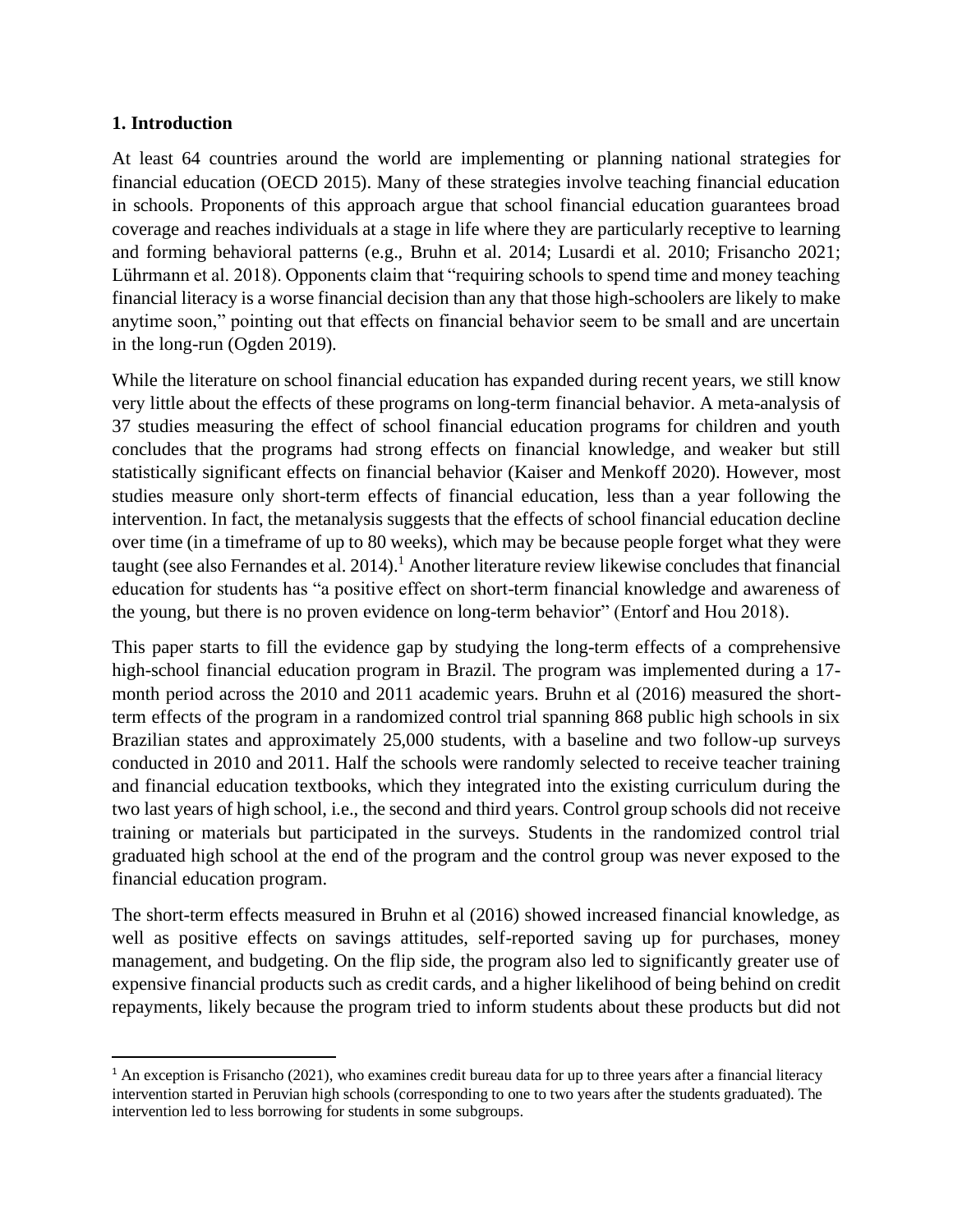## 1. Introduction

At least 64 countries around the world are implementing or planning national strategies for financial education (OECD 2015). Many of these strategies involve teaching financial education in schools. Proponents of this approach argue that school financial education guarantees broad coverage and reaches individuals at a stage in life where they are particularly receptive to learning and forming behavioral patterns (e.g., Bruhn et al. 2014; Lusardi et al. 2010; Frisancho 2021; Lührmann et al. 2018). Opponents claim that "requiring schools to spend time and money teaching financial literacy is a worse financial decision than any that those high-schoolers are likely to make anytime soon," pointing out that effects on financial behavior seem to be small and are uncertain in the long-run (Ogden 2019).

While the literature on school financial education has expanded during recent years, we still know very little about the effects of these programs on long-term financial behavior. A meta-analysis of 37 studies measuring the effect of school financial education programs for children and youth concludes that the programs had strong effects on financial knowledge, and weaker but still statistically significant effects on financial behavior (Kaiser and Menkoff 2020). However, most studies measure only short-term effects of financial education, less than a year following the intervention. In fact, the metanalysis suggests that the effects of school financial education decline over time (in a timeframe of up to 80 weeks), which may be because people forget what they were taught (see also Fernandes et al. 2014).[1] Another literature review likewise concludes that financial education for students has "a positive effect on short-term financial knowledge and awareness of the young, but there is no proven evidence on long-term behavior" (Entorf and Hou 2018).

This paper starts to fill the evidence gap by studying the long-term effects of a comprehensive high-school financial education program in Brazil. The program was implemented during a 17-month period across the 2010 and 2011 academic years. Bruhn et al (2016) measured the short-term effects of the program in a randomized control trial spanning 868 public high schools in six Brazilian states and approximately 25,000 students, with a baseline and two follow-up surveys conducted in 2010 and 2011. Half the schools were randomly selected to receive teacher training and financial education textbooks, which they integrated into the existing curriculum during the two last years of high school, i.e., the second and third years. Control group schools did not receive training or materials but participated in the surveys. Students in the randomized control trial graduated high school at the end of the program and the control group was never exposed to the financial education program.

The short-term effects measured in Bruhn et al (2016) showed increased financial knowledge, as well as positive effects on savings attitudes, self-reported saving up for purchases, money management, and budgeting. On the flip side, the program also led to significantly greater use of expensive financial products such as credit cards, and a higher likelihood of being behind on credit repayments, likely because the program tried to inform students about these products but did not

[1] An exception is Frisancho (2021), who examines credit bureau data for up to three years after a financial literacy intervention started in Peruvian high schools (corresponding to one to two years after the students graduated). The intervention led to less borrowing for students in some subgroups.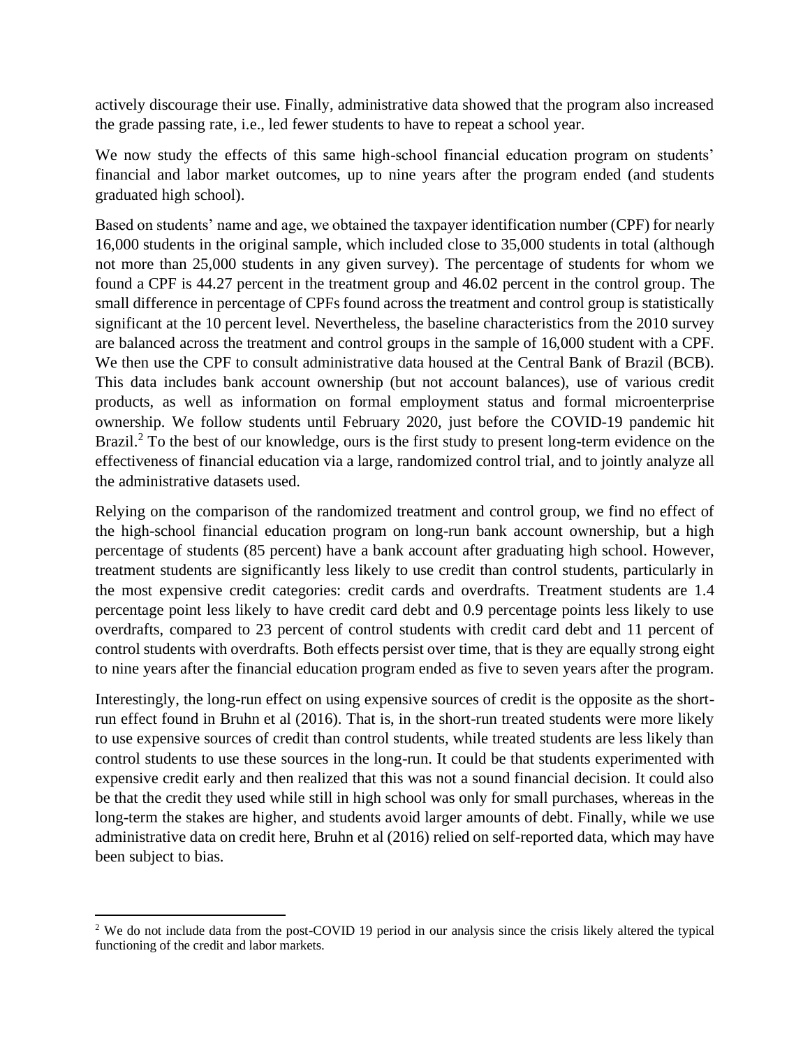actively discourage their use. Finally, administrative data showed that the program also increased the grade passing rate, i.e., led fewer students to have to repeat a school year.

We now study the effects of this same high-school financial education program on students' financial and labor market outcomes, up to nine years after the program ended (and students graduated high school).

Based on students' name and age, we obtained the taxpayer identification number (CPF) for nearly 16,000 students in the original sample, which included close to 35,000 students in total (although not more than 25,000 students in any given survey). The percentage of students for whom we found a CPF is 44.27 percent in the treatment group and 46.02 percent in the control group. The small difference in percentage of CPFs found across the treatment and control group is statistically significant at the 10 percent level. Nevertheless, the baseline characteristics from the 2010 survey are balanced across the treatment and control groups in the sample of 16,000 student with a CPF. We then use the CPF to consult administrative data housed at the Central Bank of Brazil (BCB). This data includes bank account ownership (but not account balances), use of various credit products, as well as information on formal employment status and formal microenterprise ownership. We follow students until February 2020, just before the COVID-19 pandemic hit Brazil.[2] To the best of our knowledge, ours is the first study to present long-term evidence on the effectiveness of financial education via a large, randomized control trial, and to jointly analyze all the administrative datasets used.

Relying on the comparison of the randomized treatment and control group, we find no effect of the high-school financial education program on long-run bank account ownership, but a high percentage of students (85 percent) have a bank account after graduating high school. However, treatment students are significantly less likely to use credit than control students, particularly in the most expensive credit categories: credit cards and overdrafts. Treatment students are 1.4 percentage point less likely to have credit card debt and 0.9 percentage points less likely to use overdrafts, compared to 23 percent of control students with credit card debt and 11 percent of control students with overdrafts. Both effects persist over time, that is they are equally strong eight to nine years after the financial education program ended as five to seven years after the program.

Interestingly, the long-run effect on using expensive sources of credit is the opposite as the short-run effect found in Bruhn et al (2016). That is, in the short-run treated students were more likely to use expensive sources of credit than control students, while treated students are less likely than control students to use these sources in the long-run. It could be that students experimented with expensive credit early and then realized that this was not a sound financial decision. It could also be that the credit they used while still in high school was only for small purchases, whereas in the long-term the stakes are higher, and students avoid larger amounts of debt. Finally, while we use administrative data on credit here, Bruhn et al (2016) relied on self-reported data, which may have been subject to bias.

[2] We do not include data from the post-COVID 19 period in our analysis since the crisis likely altered the typical functioning of the credit and labor markets.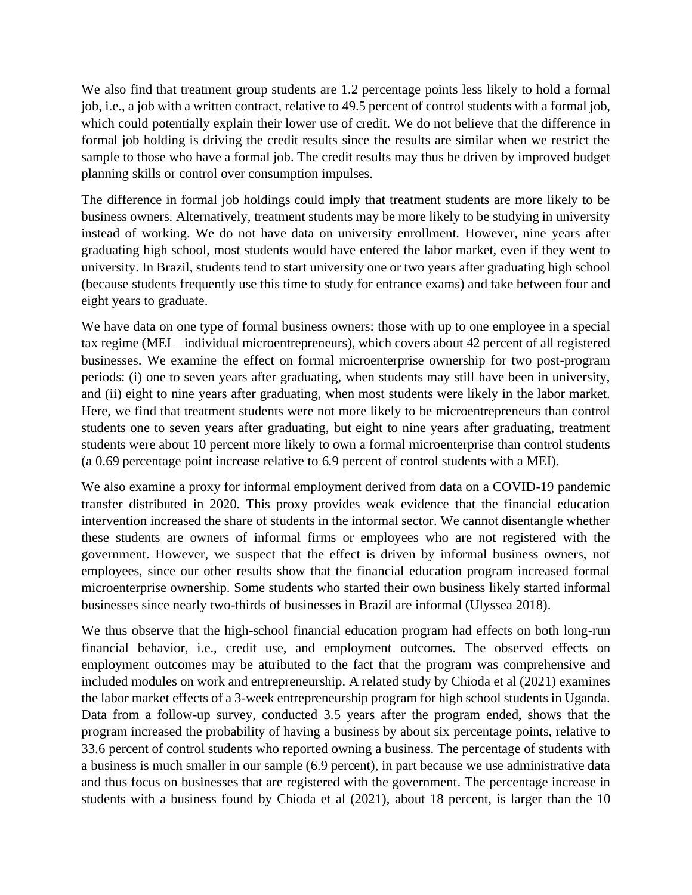We also find that treatment group students are 1.2 percentage points less likely to hold a formal job, i.e., a job with a written contract, relative to 49.5 percent of control students with a formal job, which could potentially explain their lower use of credit. We do not believe that the difference in formal job holding is driving the credit results since the results are similar when we restrict the sample to those who have a formal job. The credit results may thus be driven by improved budget planning skills or control over consumption impulses.

The difference in formal job holdings could imply that treatment students are more likely to be business owners. Alternatively, treatment students may be more likely to be studying in university instead of working. We do not have data on university enrollment. However, nine years after graduating high school, most students would have entered the labor market, even if they went to university. In Brazil, students tend to start university one or two years after graduating high school (because students frequently use this time to study for entrance exams) and take between four and eight years to graduate.

We have data on one type of formal business owners: those with up to one employee in a special tax regime (MEI – individual microentrepreneurs), which covers about 42 percent of all registered businesses. We examine the effect on formal microenterprise ownership for two post-program periods: (i) one to seven years after graduating, when students may still have been in university, and (ii) eight to nine years after graduating, when most students were likely in the labor market. Here, we find that treatment students were not more likely to be microentrepreneurs than control students one to seven years after graduating, but eight to nine years after graduating, treatment students were about 10 percent more likely to own a formal microenterprise than control students (a 0.69 percentage point increase relative to 6.9 percent of control students with a MEI).

We also examine a proxy for informal employment derived from data on a COVID-19 pandemic transfer distributed in 2020. This proxy provides weak evidence that the financial education intervention increased the share of students in the informal sector. We cannot disentangle whether these students are owners of informal firms or employees who are not registered with the government. However, we suspect that the effect is driven by informal business owners, not employees, since our other results show that the financial education program increased formal microenterprise ownership. Some students who started their own business likely started informal businesses since nearly two-thirds of businesses in Brazil are informal (Ulyssea 2018).

We thus observe that the high-school financial education program had effects on both long-run financial behavior, i.e., credit use, and employment outcomes. The observed effects on employment outcomes may be attributed to the fact that the program was comprehensive and included modules on work and entrepreneurship. A related study by Chioda et al (2021) examines the labor market effects of a 3-week entrepreneurship program for high school students in Uganda. Data from a follow-up survey, conducted 3.5 years after the program ended, shows that the program increased the probability of having a business by about six percentage points, relative to 33.6 percent of control students who reported owning a business. The percentage of students with a business is much smaller in our sample (6.9 percent), in part because we use administrative data and thus focus on businesses that are registered with the government. The percentage increase in students with a business found by Chioda et al (2021), about 18 percent, is larger than the 10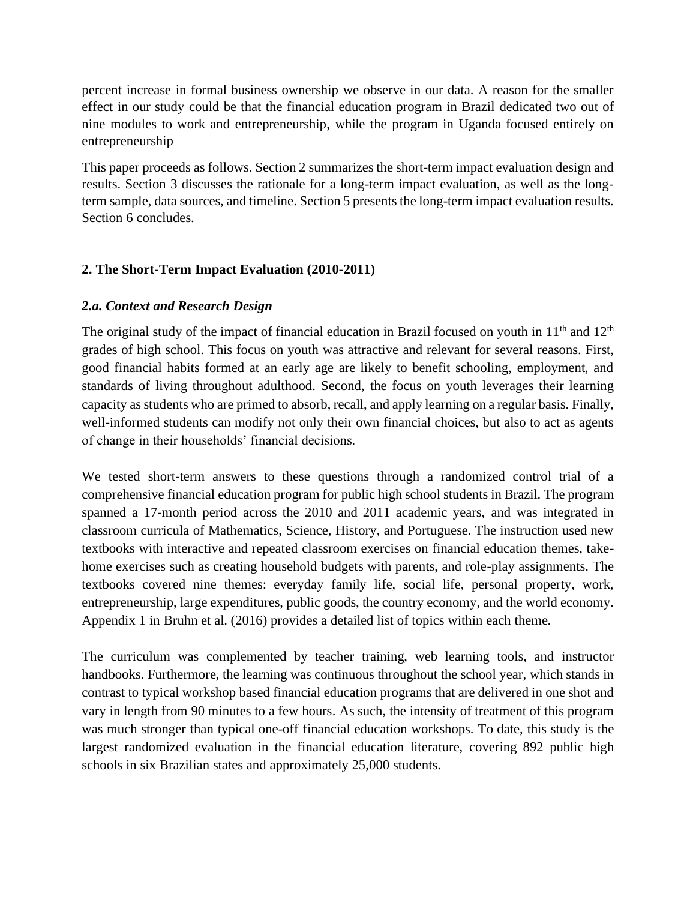percent increase in formal business ownership we observe in our data. A reason for the smaller effect in our study could be that the financial education program in Brazil dedicated two out of nine modules to work and entrepreneurship, while the program in Uganda focused entirely on entrepreneurship

This paper proceeds as follows. Section 2 summarizes the short-term impact evaluation design and results. Section 3 discusses the rationale for a long-term impact evaluation, as well as the long-term sample, data sources, and timeline. Section 5 presents the long-term impact evaluation results. Section 6 concludes.

## 2. The Short-Term Impact Evaluation (2010-2011)

### *2.a. Context and Research Design*

The original study of the impact of financial education in Brazil focused on youth in 11th and 12th grades of high school. This focus on youth was attractive and relevant for several reasons. First, good financial habits formed at an early age are likely to benefit schooling, employment, and standards of living throughout adulthood. Second, the focus on youth leverages their learning capacity as students who are primed to absorb, recall, and apply learning on a regular basis. Finally, well-informed students can modify not only their own financial choices, but also to act as agents of change in their households' financial decisions.

We tested short-term answers to these questions through a randomized control trial of a comprehensive financial education program for public high school students in Brazil. The program spanned a 17-month period across the 2010 and 2011 academic years, and was integrated in classroom curricula of Mathematics, Science, History, and Portuguese. The instruction used new textbooks with interactive and repeated classroom exercises on financial education themes, take-home exercises such as creating household budgets with parents, and role-play assignments. The textbooks covered nine themes: everyday family life, social life, personal property, work, entrepreneurship, large expenditures, public goods, the country economy, and the world economy. Appendix 1 in Bruhn et al. (2016) provides a detailed list of topics within each theme.

The curriculum was complemented by teacher training, web learning tools, and instructor handbooks. Furthermore, the learning was continuous throughout the school year, which stands in contrast to typical workshop based financial education programs that are delivered in one shot and vary in length from 90 minutes to a few hours. As such, the intensity of treatment of this program was much stronger than typical one-off financial education workshops. To date, this study is the largest randomized evaluation in the financial education literature, covering 892 public high schools in six Brazilian states and approximately 25,000 students.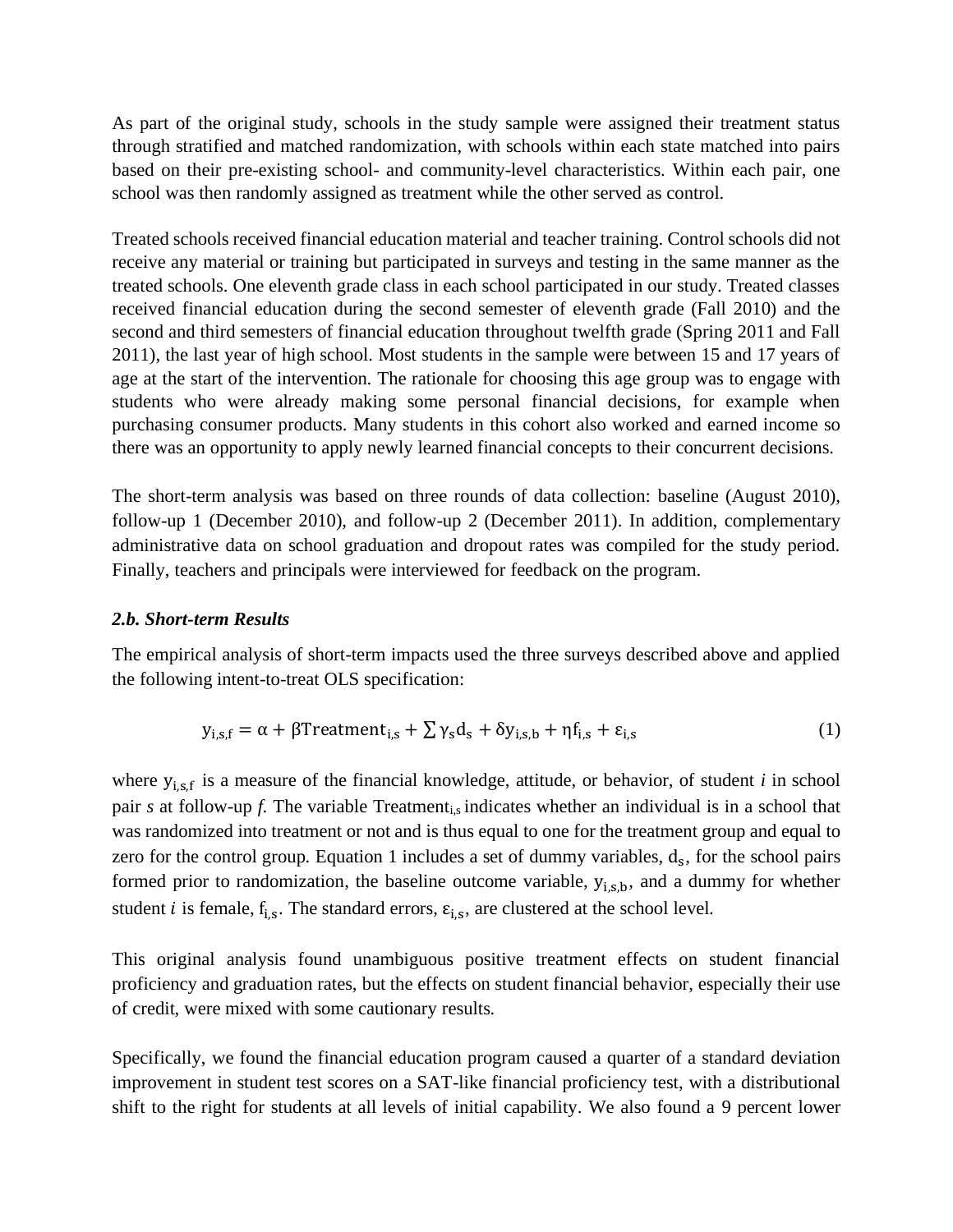As part of the original study, schools in the study sample were assigned their treatment status through stratified and matched randomization, with schools within each state matched into pairs based on their pre-existing school- and community-level characteristics. Within each pair, one school was then randomly assigned as treatment while the other served as control.

Treated schools received financial education material and teacher training. Control schools did not receive any material or training but participated in surveys and testing in the same manner as the treated schools. One eleventh grade class in each school participated in our study. Treated classes received financial education during the second semester of eleventh grade (Fall 2010) and the second and third semesters of financial education throughout twelfth grade (Spring 2011 and Fall 2011), the last year of high school. Most students in the sample were between 15 and 17 years of age at the start of the intervention. The rationale for choosing this age group was to engage with students who were already making some personal financial decisions, for example when purchasing consumer products. Many students in this cohort also worked and earned income so there was an opportunity to apply newly learned financial concepts to their concurrent decisions.

The short-term analysis was based on three rounds of data collection: baseline (August 2010), follow-up 1 (December 2010), and follow-up 2 (December 2011). In addition, complementary administrative data on school graduation and dropout rates was compiled for the study period. Finally, teachers and principals were interviewed for feedback on the program.

### *2.b. Short-term Results*

The empirical analysis of short-term impacts used the three surveys described above and applied the following intent-to-treat OLS specification:

$$y_{i,s,f} = \alpha + \beta \text{Treatment}_{i,s} + \sum \gamma_s d_s + \delta y_{i,s,b} + \eta f_{i,s} + \varepsilon_{i,s} \tag{1}$$

where $y_{i,s,f}$ is a measure of the financial knowledge, attitude, or behavior, of student *i* in school pair *s* at follow-up *f*. The variable $\text{Treatment}_{i,s}$ indicates whether an individual is in a school that was randomized into treatment or not and is thus equal to one for the treatment group and equal to zero for the control group. Equation 1 includes a set of dummy variables, $d_s$, for the school pairs formed prior to randomization, the baseline outcome variable, $y_{i,s,b}$, and a dummy for whether student *i* is female, $f_{i,s}$. The standard errors, $\varepsilon_{i,s}$, are clustered at the school level.

This original analysis found unambiguous positive treatment effects on student financial proficiency and graduation rates, but the effects on student financial behavior, especially their use of credit, were mixed with some cautionary results.

Specifically, we found the financial education program caused a quarter of a standard deviation improvement in student test scores on a SAT-like financial proficiency test, with a distributional shift to the right for students at all levels of initial capability. We also found a 9 percent lower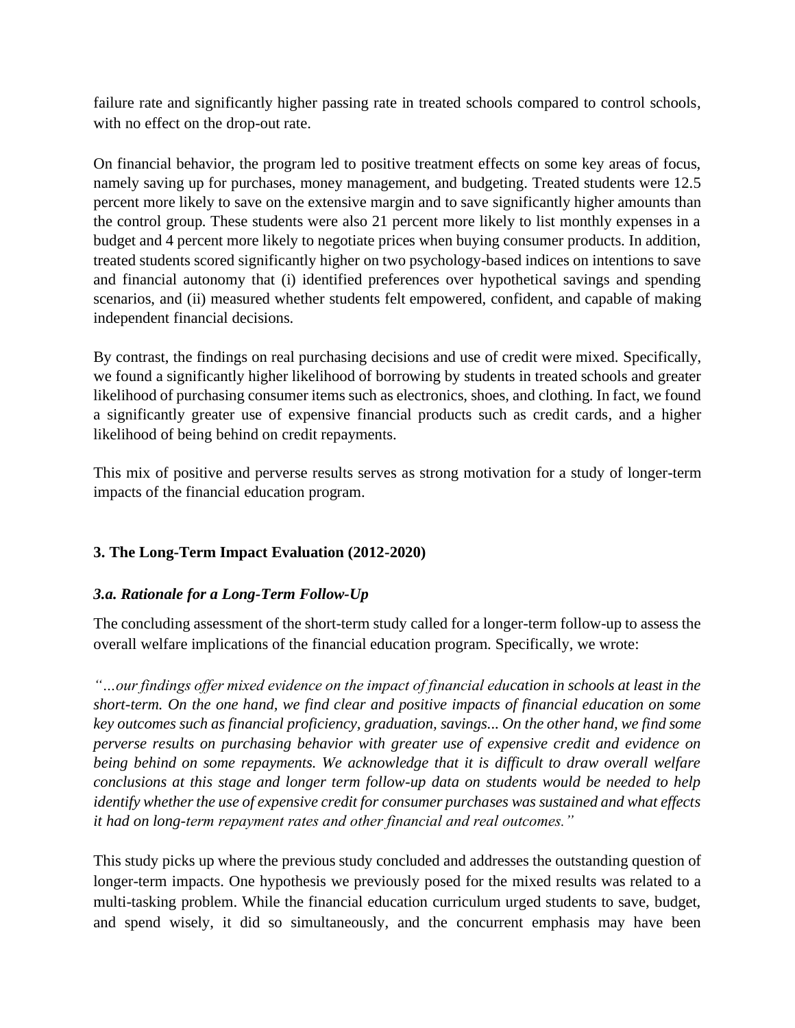failure rate and significantly higher passing rate in treated schools compared to control schools, with no effect on the drop-out rate.

On financial behavior, the program led to positive treatment effects on some key areas of focus, namely saving up for purchases, money management, and budgeting. Treated students were 12.5 percent more likely to save on the extensive margin and to save significantly higher amounts than the control group. These students were also 21 percent more likely to list monthly expenses in a budget and 4 percent more likely to negotiate prices when buying consumer products. In addition, treated students scored significantly higher on two psychology-based indices on intentions to save and financial autonomy that (i) identified preferences over hypothetical savings and spending scenarios, and (ii) measured whether students felt empowered, confident, and capable of making independent financial decisions.

By contrast, the findings on real purchasing decisions and use of credit were mixed. Specifically, we found a significantly higher likelihood of borrowing by students in treated schools and greater likelihood of purchasing consumer items such as electronics, shoes, and clothing. In fact, we found a significantly greater use of expensive financial products such as credit cards, and a higher likelihood of being behind on credit repayments.

This mix of positive and perverse results serves as strong motivation for a study of longer-term impacts of the financial education program.

## 3. The Long-Term Impact Evaluation (2012-2020)

### *3.a. Rationale for a Long-Term Follow-Up*

The concluding assessment of the short-term study called for a longer-term follow-up to assess the overall welfare implications of the financial education program. Specifically, we wrote:

*"…our findings offer mixed evidence on the impact of financial education in schools at least in the short-term. On the one hand, we find clear and positive impacts of financial education on some key outcomes such as financial proficiency, graduation, savings... On the other hand, we find some perverse results on purchasing behavior with greater use of expensive credit and evidence on being behind on some repayments. We acknowledge that it is difficult to draw overall welfare conclusions at this stage and longer term follow-up data on students would be needed to help identify whether the use of expensive credit for consumer purchases was sustained and what effects it had on long-term repayment rates and other financial and real outcomes."*

This study picks up where the previous study concluded and addresses the outstanding question of longer-term impacts. One hypothesis we previously posed for the mixed results was related to a multi-tasking problem. While the financial education curriculum urged students to save, budget, and spend wisely, it did so simultaneously, and the concurrent emphasis may have been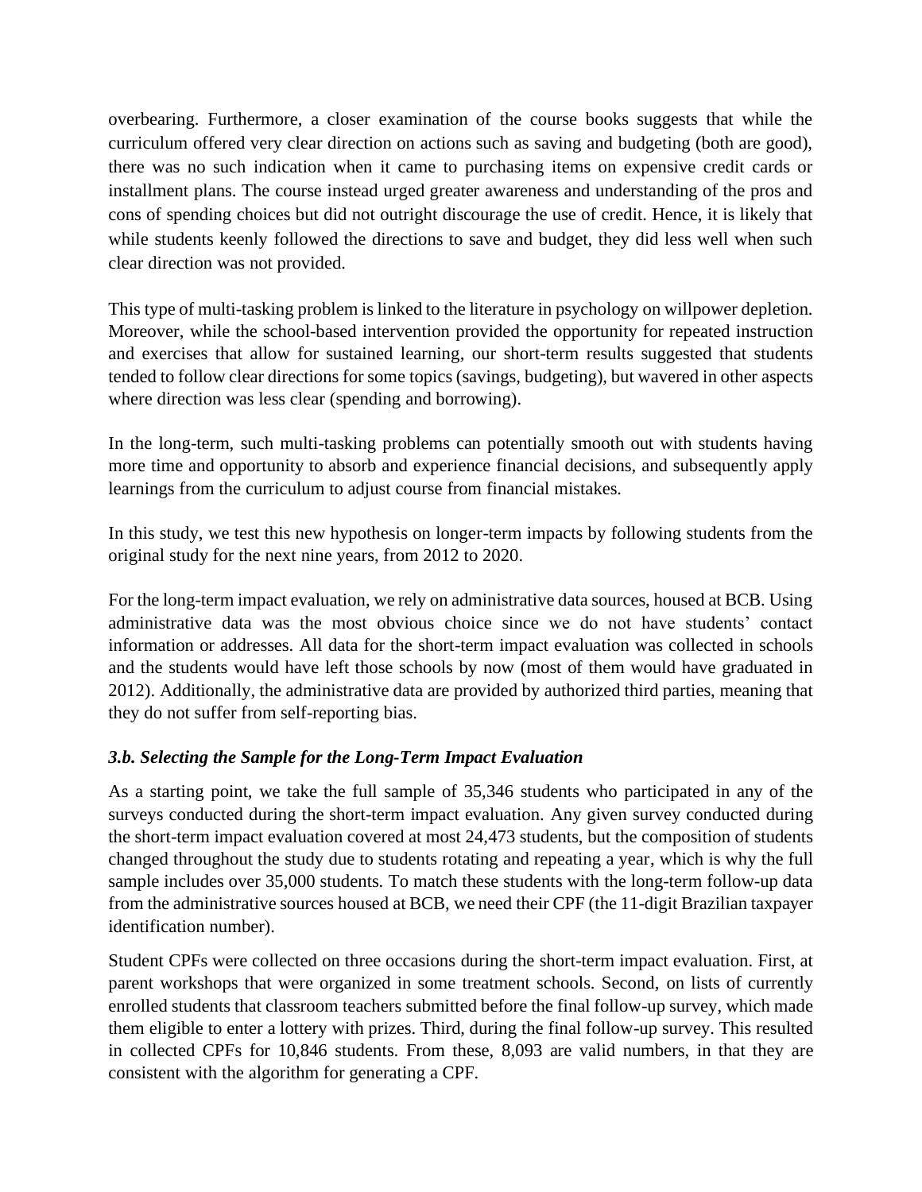overbearing. Furthermore, a closer examination of the course books suggests that while the curriculum offered very clear direction on actions such as saving and budgeting (both are good), there was no such indication when it came to purchasing items on expensive credit cards or installment plans. The course instead urged greater awareness and understanding of the pros and cons of spending choices but did not outright discourage the use of credit. Hence, it is likely that while students keenly followed the directions to save and budget, they did less well when such clear direction was not provided.

This type of multi-tasking problem is linked to the literature in psychology on willpower depletion. Moreover, while the school-based intervention provided the opportunity for repeated instruction and exercises that allow for sustained learning, our short-term results suggested that students tended to follow clear directions for some topics (savings, budgeting), but wavered in other aspects where direction was less clear (spending and borrowing).

In the long-term, such multi-tasking problems can potentially smooth out with students having more time and opportunity to absorb and experience financial decisions, and subsequently apply learnings from the curriculum to adjust course from financial mistakes.

In this study, we test this new hypothesis on longer-term impacts by following students from the original study for the next nine years, from 2012 to 2020.

For the long-term impact evaluation, we rely on administrative data sources, housed at BCB. Using administrative data was the most obvious choice since we do not have students' contact information or addresses. All data for the short-term impact evaluation was collected in schools and the students would have left those schools by now (most of them would have graduated in 2012). Additionally, the administrative data are provided by authorized third parties, meaning that they do not suffer from self-reporting bias.

### *3.b. Selecting the Sample for the Long-Term Impact Evaluation*

As a starting point, we take the full sample of 35,346 students who participated in any of the surveys conducted during the short-term impact evaluation. Any given survey conducted during the short-term impact evaluation covered at most 24,473 students, but the composition of students changed throughout the study due to students rotating and repeating a year, which is why the full sample includes over 35,000 students. To match these students with the long-term follow-up data from the administrative sources housed at BCB, we need their CPF (the 11-digit Brazilian taxpayer identification number).

Student CPFs were collected on three occasions during the short-term impact evaluation. First, at parent workshops that were organized in some treatment schools. Second, on lists of currently enrolled students that classroom teachers submitted before the final follow-up survey, which made them eligible to enter a lottery with prizes. Third, during the final follow-up survey. This resulted in collected CPFs for 10,846 students. From these, 8,093 are valid numbers, in that they are consistent with the algorithm for generating a CPF.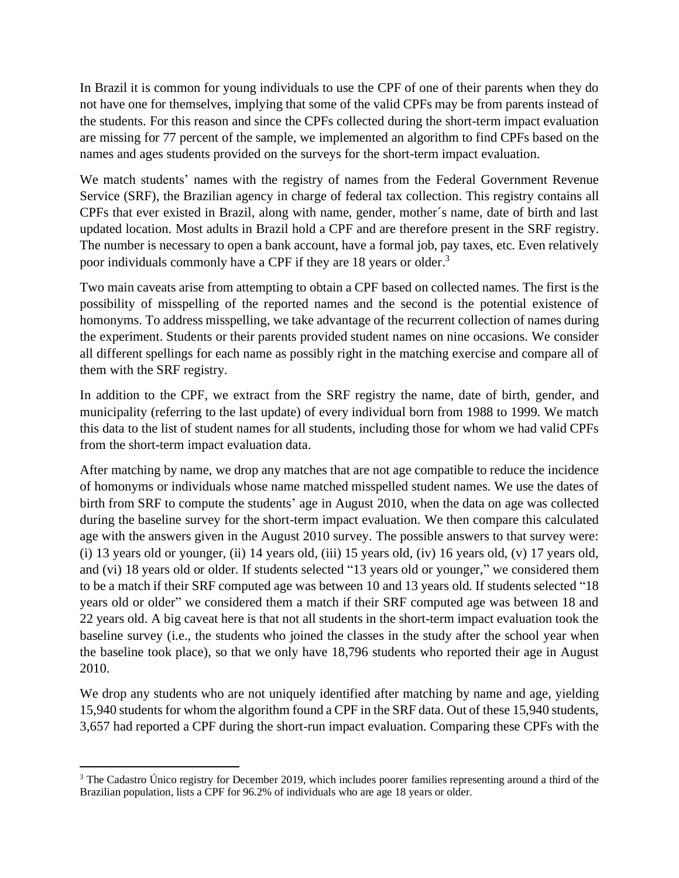In Brazil it is common for young individuals to use the CPF of one of their parents when they do not have one for themselves, implying that some of the valid CPFs may be from parents instead of the students. For this reason and since the CPFs collected during the short-term impact evaluation are missing for 77 percent of the sample, we implemented an algorithm to find CPFs based on the names and ages students provided on the surveys for the short-term impact evaluation.

We match students' names with the registry of names from the Federal Government Revenue Service (SRF), the Brazilian agency in charge of federal tax collection. This registry contains all CPFs that ever existed in Brazil, along with name, gender, mother´s name, date of birth and last updated location. Most adults in Brazil hold a CPF and are therefore present in the SRF registry. The number is necessary to open a bank account, have a formal job, pay taxes, etc. Even relatively poor individuals commonly have a CPF if they are 18 years or older.[3]

Two main caveats arise from attempting to obtain a CPF based on collected names. The first is the possibility of misspelling of the reported names and the second is the potential existence of homonyms. To address misspelling, we take advantage of the recurrent collection of names during the experiment. Students or their parents provided student names on nine occasions. We consider all different spellings for each name as possibly right in the matching exercise and compare all of them with the SRF registry.

In addition to the CPF, we extract from the SRF registry the name, date of birth, gender, and municipality (referring to the last update) of every individual born from 1988 to 1999. We match this data to the list of student names for all students, including those for whom we had valid CPFs from the short-term impact evaluation data.

After matching by name, we drop any matches that are not age compatible to reduce the incidence of homonyms or individuals whose name matched misspelled student names. We use the dates of birth from SRF to compute the students' age in August 2010, when the data on age was collected during the baseline survey for the short-term impact evaluation. We then compare this calculated age with the answers given in the August 2010 survey. The possible answers to that survey were: (i) 13 years old or younger, (ii) 14 years old, (iii) 15 years old, (iv) 16 years old, (v) 17 years old, and (vi) 18 years old or older. If students selected "13 years old or younger," we considered them to be a match if their SRF computed age was between 10 and 13 years old. If students selected "18 years old or older" we considered them a match if their SRF computed age was between 18 and 22 years old. A big caveat here is that not all students in the short-term impact evaluation took the baseline survey (i.e., the students who joined the classes in the study after the school year when the baseline took place), so that we only have 18,796 students who reported their age in August 2010.

We drop any students who are not uniquely identified after matching by name and age, yielding 15,940 students for whom the algorithm found a CPF in the SRF data. Out of these 15,940 students, 3,657 had reported a CPF during the short-run impact evaluation. Comparing these CPFs with the

---

[3] The Cadastro Único registry for December 2019, which includes poorer families representing around a third of the Brazilian population, lists a CPF for 96.2% of individuals who are age 18 years or older.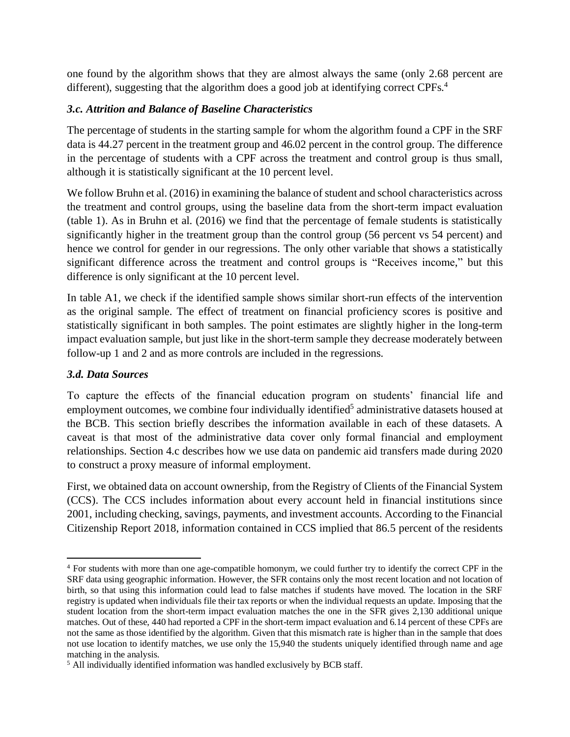one found by the algorithm shows that they are almost always the same (only 2.68 percent are different), suggesting that the algorithm does a good job at identifying correct CPFs.[4]

### *3.c. Attrition and Balance of Baseline Characteristics*

The percentage of students in the starting sample for whom the algorithm found a CPF in the SRF data is 44.27 percent in the treatment group and 46.02 percent in the control group. The difference in the percentage of students with a CPF across the treatment and control group is thus small, although it is statistically significant at the 10 percent level.

We follow Bruhn et al. (2016) in examining the balance of student and school characteristics across the treatment and control groups, using the baseline data from the short-term impact evaluation (table 1). As in Bruhn et al. (2016) we find that the percentage of female students is statistically significantly higher in the treatment group than the control group (56 percent vs 54 percent) and hence we control for gender in our regressions. The only other variable that shows a statistically significant difference across the treatment and control groups is "Receives income," but this difference is only significant at the 10 percent level.

In table A1, we check if the identified sample shows similar short-run effects of the intervention as the original sample. The effect of treatment on financial proficiency scores is positive and statistically significant in both samples. The point estimates are slightly higher in the long-term impact evaluation sample, but just like in the short-term sample they decrease moderately between follow-up 1 and 2 and as more controls are included in the regressions.

### *3.d. Data Sources*

To capture the effects of the financial education program on students' financial life and employment outcomes, we combine four individually identified[5] administrative datasets housed at the BCB. This section briefly describes the information available in each of these datasets. A caveat is that most of the administrative data cover only formal financial and employment relationships. Section 4.c describes how we use data on pandemic aid transfers made during 2020 to construct a proxy measure of informal employment.

First, we obtained data on account ownership, from the Registry of Clients of the Financial System (CCS). The CCS includes information about every account held in financial institutions since 2001, including checking, savings, payments, and investment accounts. According to the Financial Citizenship Report 2018, information contained in CCS implied that 86.5 percent of the residents

---

[4] For students with more than one age-compatible homonym, we could further try to identify the correct CPF in the SRF data using geographic information. However, the SFR contains only the most recent location and not location of birth, so that using this information could lead to false matches if students have moved. The location in the SRF registry is updated when individuals file their tax reports or when the individual requests an update. Imposing that the student location from the short-term impact evaluation matches the one in the SFR gives 2,130 additional unique matches. Out of these, 440 had reported a CPF in the short-term impact evaluation and 6.14 percent of these CPFs are not the same as those identified by the algorithm. Given that this mismatch rate is higher than in the sample that does not use location to identify matches, we use only the 15,940 the students uniquely identified through name and age matching in the analysis.

[5] All individually identified information was handled exclusively by BCB staff.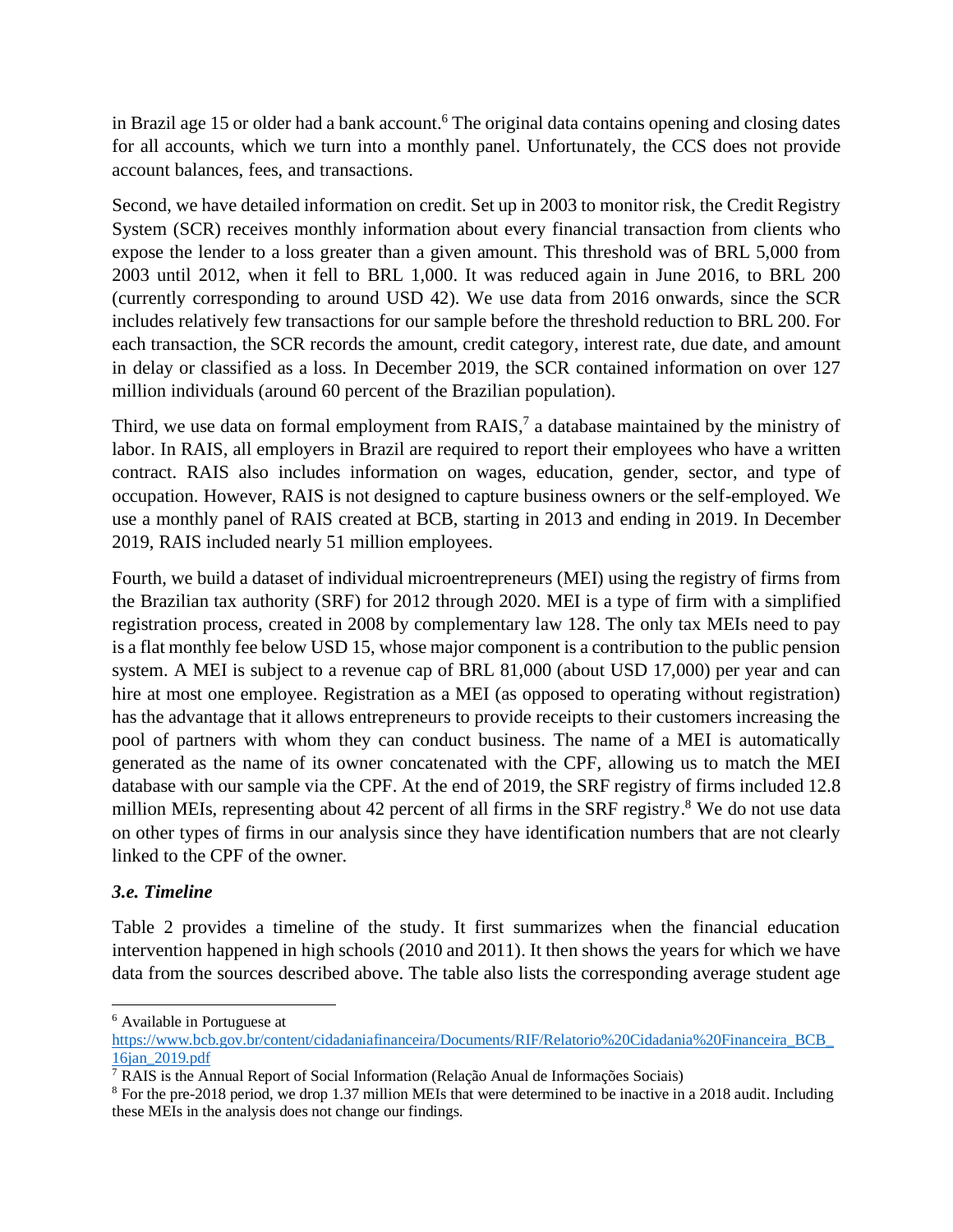in Brazil age 15 or older had a bank account.[6] The original data contains opening and closing dates for all accounts, which we turn into a monthly panel. Unfortunately, the CCS does not provide account balances, fees, and transactions.

Second, we have detailed information on credit. Set up in 2003 to monitor risk, the Credit Registry System (SCR) receives monthly information about every financial transaction from clients who expose the lender to a loss greater than a given amount. This threshold was of BRL 5,000 from 2003 until 2012, when it fell to BRL 1,000. It was reduced again in June 2016, to BRL 200 (currently corresponding to around USD 42). We use data from 2016 onwards, since the SCR includes relatively few transactions for our sample before the threshold reduction to BRL 200. For each transaction, the SCR records the amount, credit category, interest rate, due date, and amount in delay or classified as a loss. In December 2019, the SCR contained information on over 127 million individuals (around 60 percent of the Brazilian population).

Third, we use data on formal employment from RAIS,[7] a database maintained by the ministry of labor. In RAIS, all employers in Brazil are required to report their employees who have a written contract. RAIS also includes information on wages, education, gender, sector, and type of occupation. However, RAIS is not designed to capture business owners or the self-employed. We use a monthly panel of RAIS created at BCB, starting in 2013 and ending in 2019. In December 2019, RAIS included nearly 51 million employees.

Fourth, we build a dataset of individual microentrepreneurs (MEI) using the registry of firms from the Brazilian tax authority (SRF) for 2012 through 2020. MEI is a type of firm with a simplified registration process, created in 2008 by complementary law 128. The only tax MEIs need to pay is a flat monthly fee below USD 15, whose major component is a contribution to the public pension system. A MEI is subject to a revenue cap of BRL 81,000 (about USD 17,000) per year and can hire at most one employee. Registration as a MEI (as opposed to operating without registration) has the advantage that it allows entrepreneurs to provide receipts to their customers increasing the pool of partners with whom they can conduct business. The name of a MEI is automatically generated as the name of its owner concatenated with the CPF, allowing us to match the MEI database with our sample via the CPF. At the end of 2019, the SRF registry of firms included 12.8 million MEIs, representing about 42 percent of all firms in the SRF registry.[8] We do not use data on other types of firms in our analysis since they have identification numbers that are not clearly linked to the CPF of the owner.

### *3.e. Timeline*

Table 2 provides a timeline of the study. It first summarizes when the financial education intervention happened in high schools (2010 and 2011). It then shows the years for which we have data from the sources described above. The table also lists the corresponding average student age

---

[6] Available in Portuguese at https://www.bcb.gov.br/content/cidadaniafinanceira/Documents/RIF/Relatorio%20Cidadania%20Financeira_BCB_16jan_2019.pdf

[7] RAIS is the Annual Report of Social Information (Relação Anual de Informações Sociais)

[8] For the pre-2018 period, we drop 1.37 million MEIs that were determined to be inactive in a 2018 audit. Including these MEIs in the analysis does not change our findings.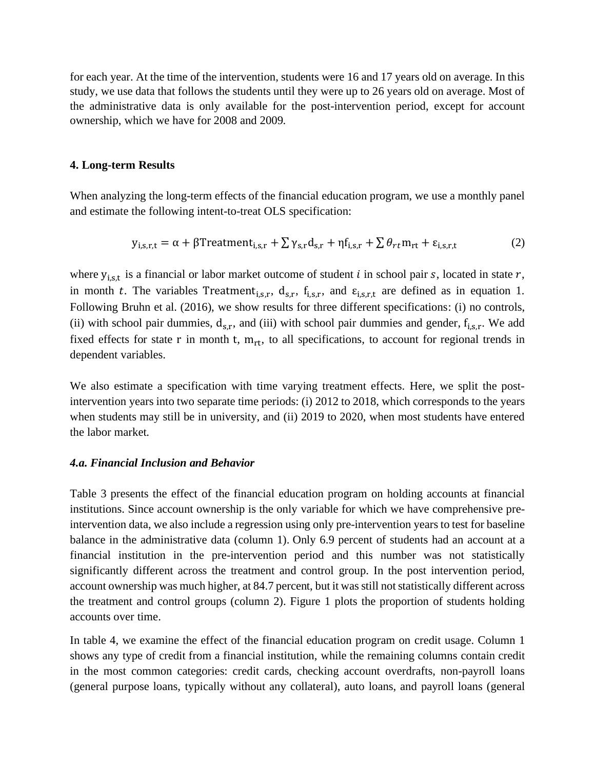for each year. At the time of the intervention, students were 16 and 17 years old on average. In this study, we use data that follows the students until they were up to 26 years old on average. Most of the administrative data is only available for the post-intervention period, except for account ownership, which we have for 2008 and 2009.

## 4. Long-term Results

When analyzing the long-term effects of the financial education program, we use a monthly panel and estimate the following intent-to-treat OLS specification:

$$y_{i,s,r,t} = \alpha + \beta \text{Treatment}_{i,s,r} + \sum \gamma_{s,r} d_{s,r} + \eta f_{i,s,r} + \sum \theta_{rt} m_{rt} + \varepsilon_{i,s,r,t} \quad (2)$$

where $y_{i,s,t}$ is a financial or labor market outcome of student $i$ in school pair $s$, located in state $r$, in month $t$. The variables $\text{Treatment}_{i,s,r}$, $d_{s,r}$, $f_{i,s,r}$, and $\varepsilon_{i,s,r,t}$ are defined as in equation 1. Following Bruhn et al. (2016), we show results for three different specifications: (i) no controls, (ii) with school pair dummies, $d_{s,r}$, and (iii) with school pair dummies and gender, $f_{i,s,r}$. We add fixed effects for state r in month t, $m_{rt}$, to all specifications, to account for regional trends in dependent variables.

We also estimate a specification with time varying treatment effects. Here, we split the post-intervention years into two separate time periods: (i) 2012 to 2018, which corresponds to the years when students may still be in university, and (ii) 2019 to 2020, when most students have entered the labor market.

### *4.a. Financial Inclusion and Behavior*

Table 3 presents the effect of the financial education program on holding accounts at financial institutions. Since account ownership is the only variable for which we have comprehensive pre-intervention data, we also include a regression using only pre-intervention years to test for baseline balance in the administrative data (column 1). Only 6.9 percent of students had an account at a financial institution in the pre-intervention period and this number was not statistically significantly different across the treatment and control group. In the post intervention period, account ownership was much higher, at 84.7 percent, but it was still not statistically different across the treatment and control groups (column 2). Figure 1 plots the proportion of students holding accounts over time.

In table 4, we examine the effect of the financial education program on credit usage. Column 1 shows any type of credit from a financial institution, while the remaining columns contain credit in the most common categories: credit cards, checking account overdrafts, non-payroll loans (general purpose loans, typically without any collateral), auto loans, and payroll loans (general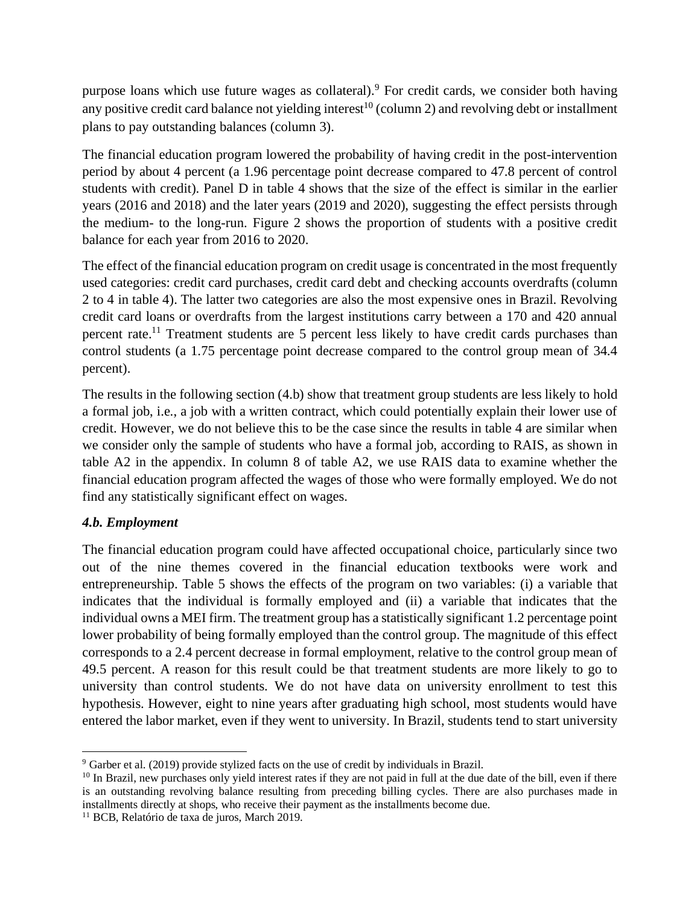purpose loans which use future wages as collateral).[9] For credit cards, we consider both having any positive credit card balance not yielding interest[10] (column 2) and revolving debt or installment plans to pay outstanding balances (column 3).

The financial education program lowered the probability of having credit in the post-intervention period by about 4 percent (a 1.96 percentage point decrease compared to 47.8 percent of control students with credit). Panel D in table 4 shows that the size of the effect is similar in the earlier years (2016 and 2018) and the later years (2019 and 2020), suggesting the effect persists through the medium- to the long-run. Figure 2 shows the proportion of students with a positive credit balance for each year from 2016 to 2020.

The effect of the financial education program on credit usage is concentrated in the most frequently used categories: credit card purchases, credit card debt and checking accounts overdrafts (column 2 to 4 in table 4). The latter two categories are also the most expensive ones in Brazil. Revolving credit card loans or overdrafts from the largest institutions carry between a 170 and 420 annual percent rate.[11] Treatment students are 5 percent less likely to have credit cards purchases than control students (a 1.75 percentage point decrease compared to the control group mean of 34.4 percent).

The results in the following section (4.b) show that treatment group students are less likely to hold a formal job, i.e., a job with a written contract, which could potentially explain their lower use of credit. However, we do not believe this to be the case since the results in table 4 are similar when we consider only the sample of students who have a formal job, according to RAIS, as shown in table A2 in the appendix. In column 8 of table A2, we use RAIS data to examine whether the financial education program affected the wages of those who were formally employed. We do not find any statistically significant effect on wages.

### *4.b. Employment*

The financial education program could have affected occupational choice, particularly since two out of the nine themes covered in the financial education textbooks were work and entrepreneurship. Table 5 shows the effects of the program on two variables: (i) a variable that indicates that the individual is formally employed and (ii) a variable that indicates that the individual owns a MEI firm. The treatment group has a statistically significant 1.2 percentage point lower probability of being formally employed than the control group. The magnitude of this effect corresponds to a 2.4 percent decrease in formal employment, relative to the control group mean of 49.5 percent. A reason for this result could be that treatment students are more likely to go to university than control students. We do not have data on university enrollment to test this hypothesis. However, eight to nine years after graduating high school, most students would have entered the labor market, even if they went to university. In Brazil, students tend to start university

[9] Garber et al. (2019) provide stylized facts on the use of credit by individuals in Brazil.

[10] In Brazil, new purchases only yield interest rates if they are not paid in full at the due date of the bill, even if there is an outstanding revolving balance resulting from preceding billing cycles. There are also purchases made in installments directly at shops, who receive their payment as the installments become due.

[11] BCB, Relatório de taxa de juros, March 2019.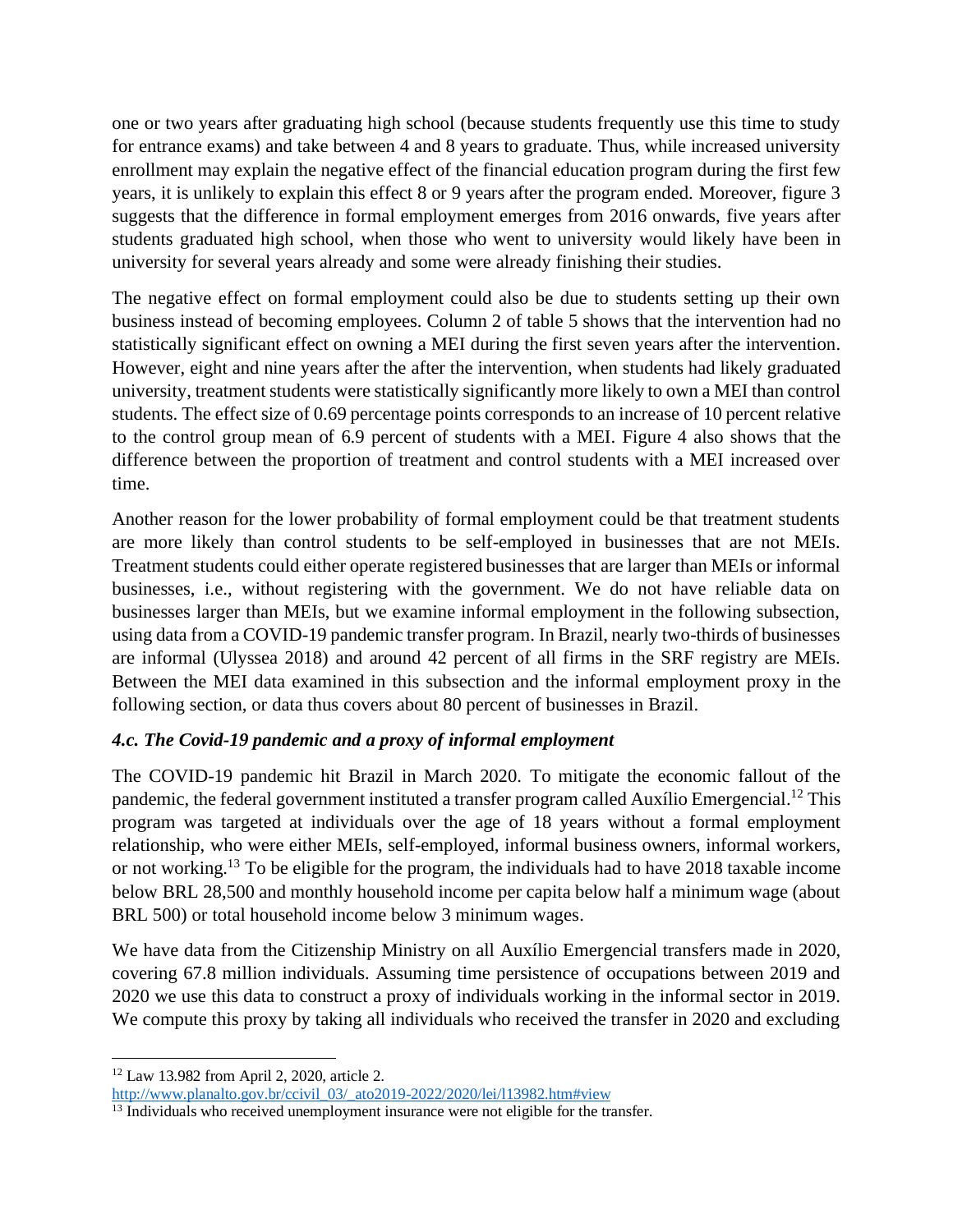one or two years after graduating high school (because students frequently use this time to study for entrance exams) and take between 4 and 8 years to graduate. Thus, while increased university enrollment may explain the negative effect of the financial education program during the first few years, it is unlikely to explain this effect 8 or 9 years after the program ended. Moreover, figure 3 suggests that the difference in formal employment emerges from 2016 onwards, five years after students graduated high school, when those who went to university would likely have been in university for several years already and some were already finishing their studies.

The negative effect on formal employment could also be due to students setting up their own business instead of becoming employees. Column 2 of table 5 shows that the intervention had no statistically significant effect on owning a MEI during the first seven years after the intervention. However, eight and nine years after the after the intervention, when students had likely graduated university, treatment students were statistically significantly more likely to own a MEI than control students. The effect size of 0.69 percentage points corresponds to an increase of 10 percent relative to the control group mean of 6.9 percent of students with a MEI. Figure 4 also shows that the difference between the proportion of treatment and control students with a MEI increased over time.

Another reason for the lower probability of formal employment could be that treatment students are more likely than control students to be self-employed in businesses that are not MEIs. Treatment students could either operate registered businesses that are larger than MEIs or informal businesses, i.e., without registering with the government. We do not have reliable data on businesses larger than MEIs, but we examine informal employment in the following subsection, using data from a COVID-19 pandemic transfer program. In Brazil, nearly two-thirds of businesses are informal (Ulyssea 2018) and around 42 percent of all firms in the SRF registry are MEIs. Between the MEI data examined in this subsection and the informal employment proxy in the following section, or data thus covers about 80 percent of businesses in Brazil.

### *4.c. The Covid-19 pandemic and a proxy of informal employment*

The COVID-19 pandemic hit Brazil in March 2020. To mitigate the economic fallout of the pandemic, the federal government instituted a transfer program called Auxílio Emergencial.[12] This program was targeted at individuals over the age of 18 years without a formal employment relationship, who were either MEIs, self-employed, informal business owners, informal workers, or not working.[13] To be eligible for the program, the individuals had to have 2018 taxable income below BRL 28,500 and monthly household income per capita below half a minimum wage (about BRL 500) or total household income below 3 minimum wages.

We have data from the Citizenship Ministry on all Auxílio Emergencial transfers made in 2020, covering 67.8 million individuals. Assuming time persistence of occupations between 2019 and 2020 we use this data to construct a proxy of individuals working in the informal sector in 2019. We compute this proxy by taking all individuals who received the transfer in 2020 and excluding

---

[12] Law 13.982 from April 2, 2020, article 2.
http://www.planalto.gov.br/ccivil_03/_ato2019-2022/2020/lei/l13982.htm#view

[13] Individuals who received unemployment insurance were not eligible for the transfer.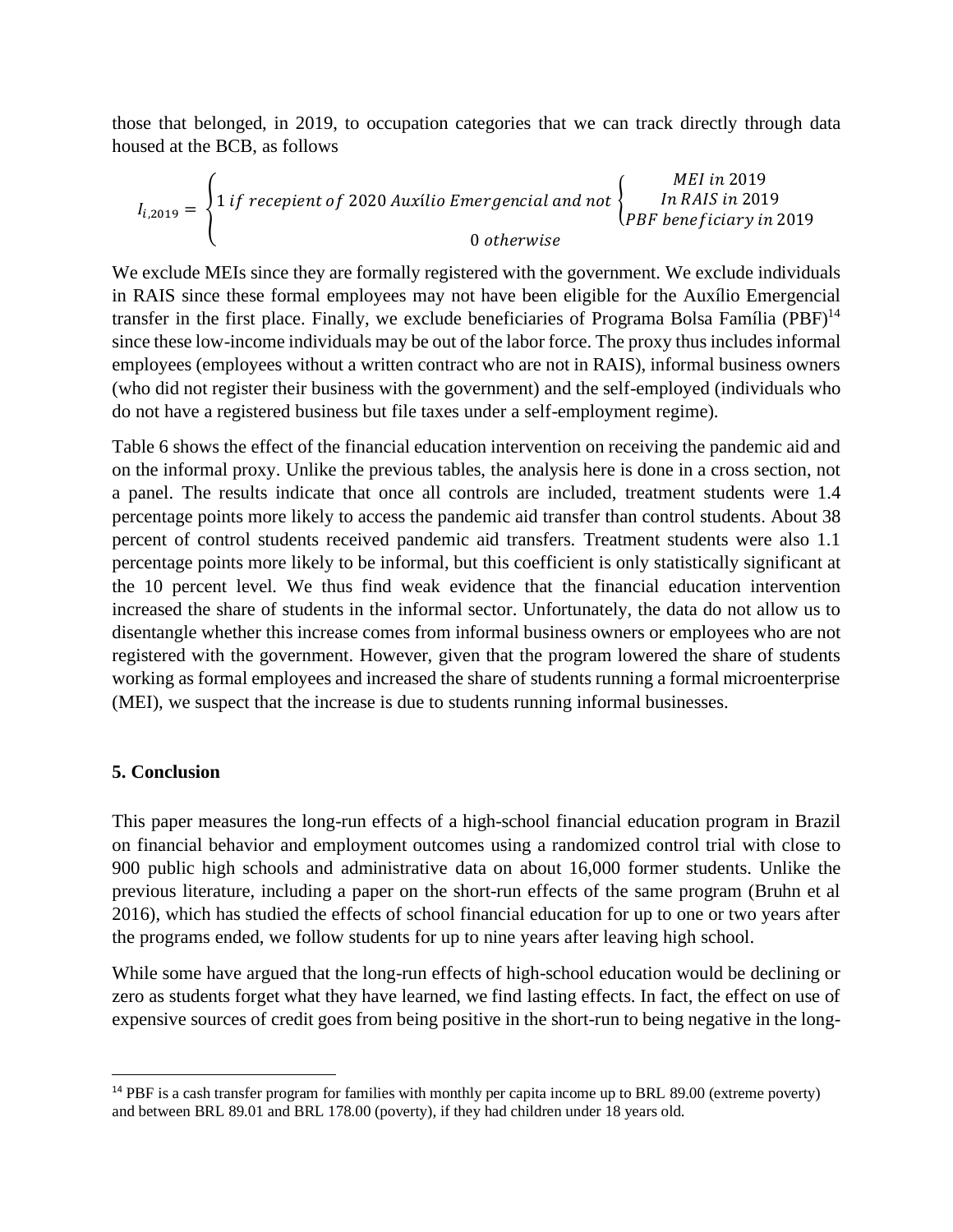those that belonged, in 2019, to occupation categories that we can track directly through data housed at the BCB, as follows

$$I_{i,2019} = \begin{cases} 1 \; if \; recepient \; of \; 2020 \; Auxílio \; Emergencial \; and \; not \begin{cases} MEI \; in \; 2019 \\ In \; RAIS \; in \; 2019 \\ PBF \; beneficiary \; in \; 2019 \end{cases} \\ 0 \; otherwise \end{cases}$$

We exclude MEIs since they are formally registered with the government. We exclude individuals in RAIS since these formal employees may not have been eligible for the Auxílio Emergencial transfer in the first place. Finally, we exclude beneficiaries of Programa Bolsa Família (PBF)[14] since these low-income individuals may be out of the labor force. The proxy thus includes informal employees (employees without a written contract who are not in RAIS), informal business owners (who did not register their business with the government) and the self-employed (individuals who do not have a registered business but file taxes under a self-employment regime).

Table 6 shows the effect of the financial education intervention on receiving the pandemic aid and on the informal proxy. Unlike the previous tables, the analysis here is done in a cross section, not a panel. The results indicate that once all controls are included, treatment students were 1.4 percentage points more likely to access the pandemic aid transfer than control students. About 38 percent of control students received pandemic aid transfers. Treatment students were also 1.1 percentage points more likely to be informal, but this coefficient is only statistically significant at the 10 percent level. We thus find weak evidence that the financial education intervention increased the share of students in the informal sector. Unfortunately, the data do not allow us to disentangle whether this increase comes from informal business owners or employees who are not registered with the government. However, given that the program lowered the share of students working as formal employees and increased the share of students running a formal microenterprise (MEI), we suspect that the increase is due to students running informal businesses.

## 5. Conclusion

This paper measures the long-run effects of a high-school financial education program in Brazil on financial behavior and employment outcomes using a randomized control trial with close to 900 public high schools and administrative data on about 16,000 former students. Unlike the previous literature, including a paper on the short-run effects of the same program (Bruhn et al 2016), which has studied the effects of school financial education for up to one or two years after the programs ended, we follow students for up to nine years after leaving high school.

While some have argued that the long-run effects of high-school education would be declining or zero as students forget what they have learned, we find lasting effects. In fact, the effect on use of expensive sources of credit goes from being positive in the short-run to being negative in the long-

[14] PBF is a cash transfer program for families with monthly per capita income up to BRL 89.00 (extreme poverty) and between BRL 89.01 and BRL 178.00 (poverty), if they had children under 18 years old.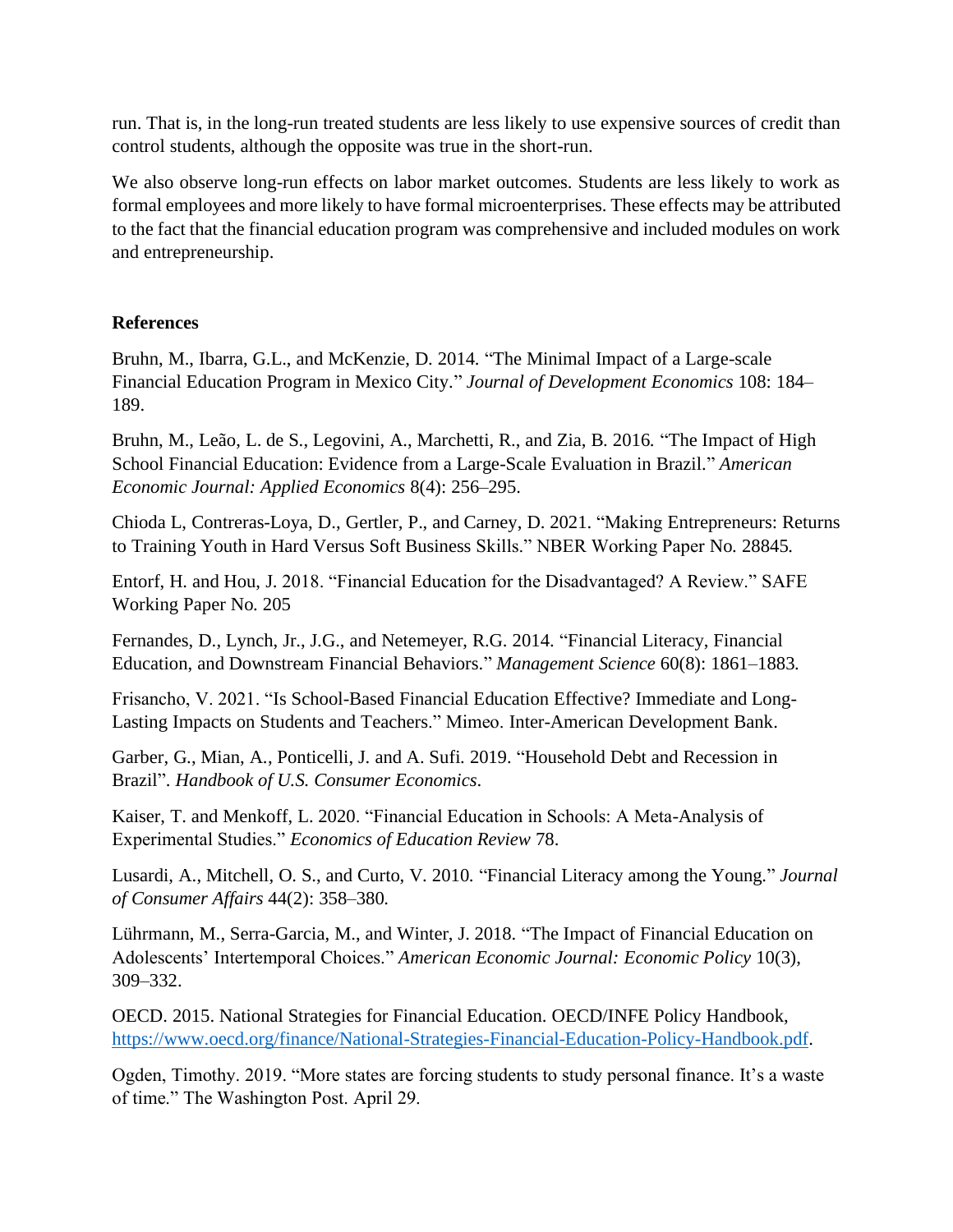run. That is, in the long-run treated students are less likely to use expensive sources of credit than control students, although the opposite was true in the short-run.

We also observe long-run effects on labor market outcomes. Students are less likely to work as formal employees and more likely to have formal microenterprises. These effects may be attributed to the fact that the financial education program was comprehensive and included modules on work and entrepreneurship.

## References

Bruhn, M., Ibarra, G.L., and McKenzie, D. 2014. "The Minimal Impact of a Large-scale Financial Education Program in Mexico City." *Journal of Development Economics* 108: 184–189.

Bruhn, M., Leão, L. de S., Legovini, A., Marchetti, R., and Zia, B. 2016. "The Impact of High School Financial Education: Evidence from a Large-Scale Evaluation in Brazil." *American Economic Journal: Applied Economics* 8(4): 256–295.

Chioda L, Contreras-Loya, D., Gertler, P., and Carney, D. 2021. "Making Entrepreneurs: Returns to Training Youth in Hard Versus Soft Business Skills." NBER Working Paper No. 28845.

Entorf, H. and Hou, J. 2018. "Financial Education for the Disadvantaged? A Review." SAFE Working Paper No. 205

Fernandes, D., Lynch, Jr., J.G., and Netemeyer, R.G. 2014. "Financial Literacy, Financial Education, and Downstream Financial Behaviors." *Management Science* 60(8): 1861–1883.

Frisancho, V. 2021. "Is School-Based Financial Education Effective? Immediate and Long-Lasting Impacts on Students and Teachers." Mimeo. Inter-American Development Bank.

Garber, G., Mian, A., Ponticelli, J. and A. Sufi. 2019. "Household Debt and Recession in Brazil". *Handbook of U.S. Consumer Economics*.

Kaiser, T. and Menkoff, L. 2020. "Financial Education in Schools: A Meta-Analysis of Experimental Studies." *Economics of Education Review* 78.

Lusardi, A., Mitchell, O. S., and Curto, V. 2010. "Financial Literacy among the Young." *Journal of Consumer Affairs* 44(2): 358–380.

Lührmann, M., Serra-Garcia, M., and Winter, J. 2018. "The Impact of Financial Education on Adolescents' Intertemporal Choices." *American Economic Journal: Economic Policy* 10(3), 309–332.

OECD. 2015. National Strategies for Financial Education. OECD/INFE Policy Handbook, https://www.oecd.org/finance/National-Strategies-Financial-Education-Policy-Handbook.pdf.

Ogden, Timothy. 2019. "More states are forcing students to study personal finance. It's a waste of time." The Washington Post. April 29.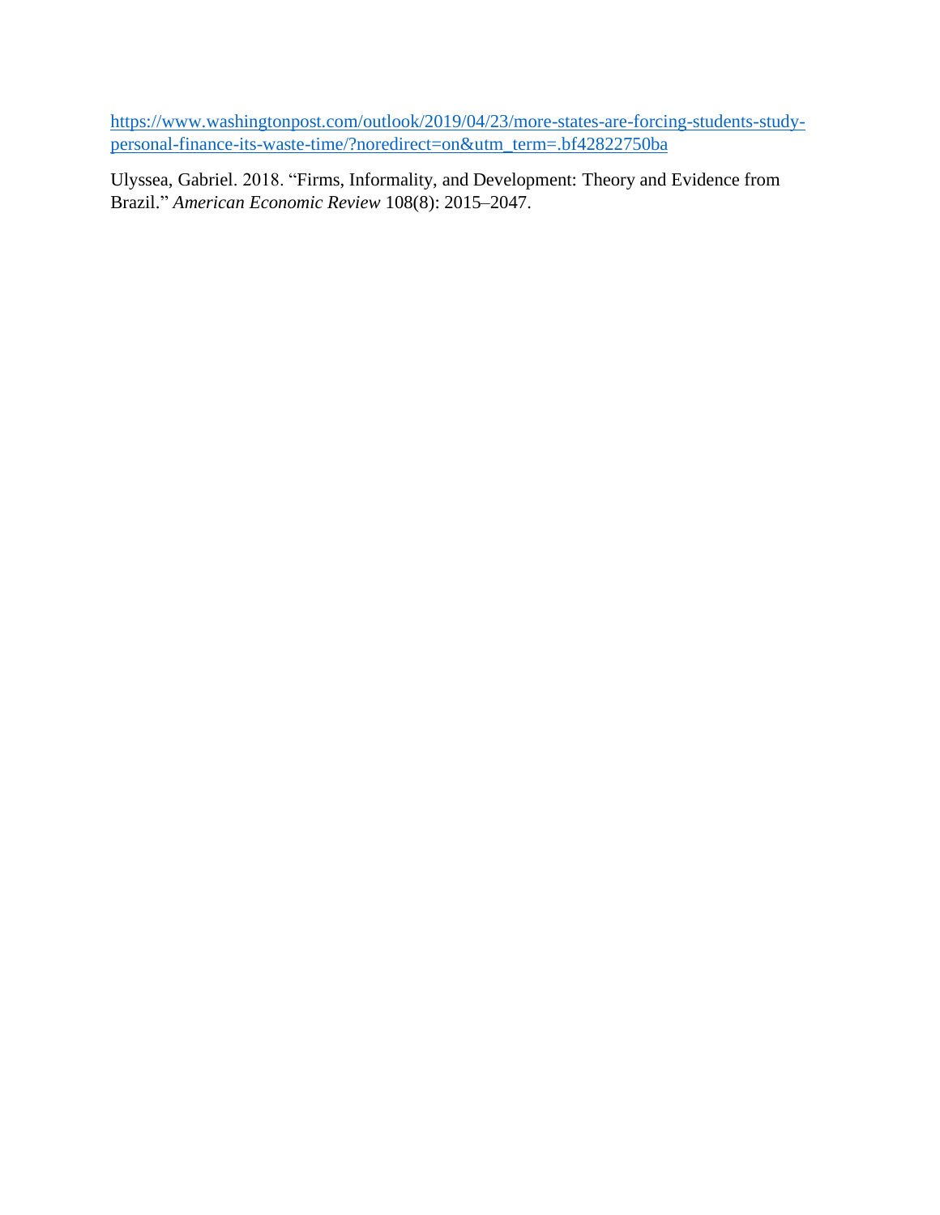https://www.washingtonpost.com/outlook/2019/04/23/more-states-are-forcing-students-study-personal-finance-its-waste-time/?noredirect=on&utm_term=.bf42822750ba

Ulyssea, Gabriel. 2018. "Firms, Informality, and Development: Theory and Evidence from Brazil." *American Economic Review* 108(8): 2015–2047.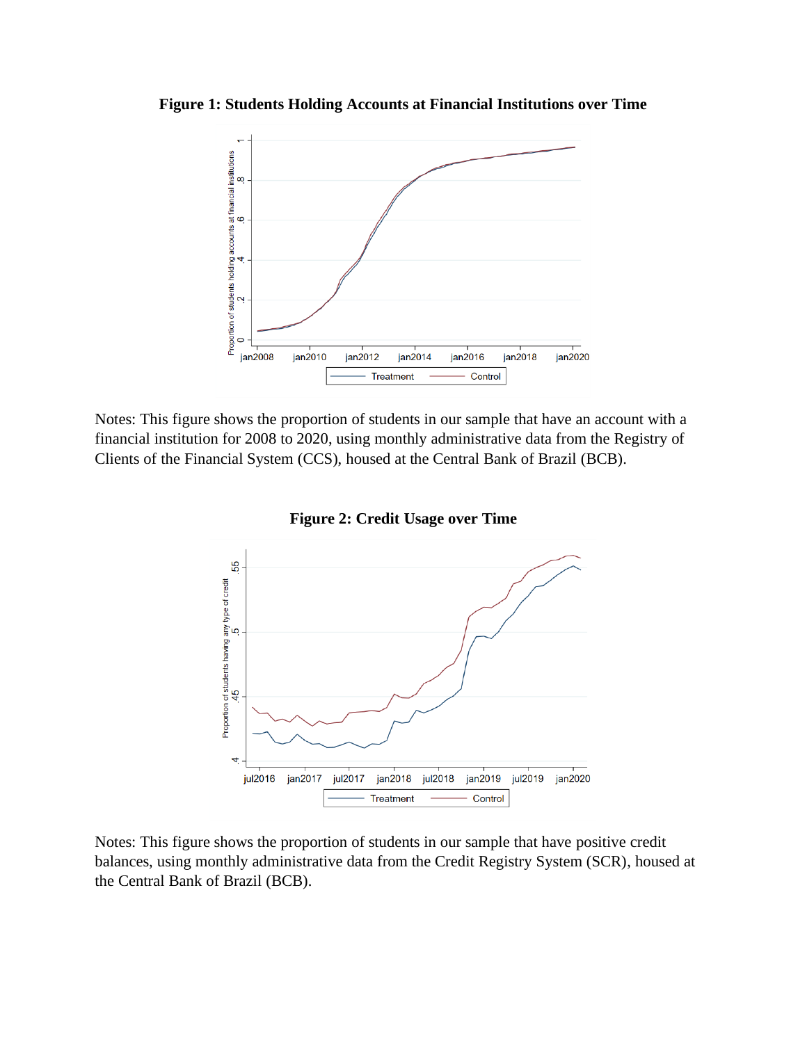**Figure 1: Students Holding Accounts at Financial Institutions over Time**

Notes: This figure shows the proportion of students in our sample that have an account with a financial institution for 2008 to 2020, using monthly administrative data from the Registry of Clients of the Financial System (CCS), housed at the Central Bank of Brazil (BCB).

**Figure 2: Credit Usage over Time**

Notes: This figure shows the proportion of students in our sample that have positive credit balances, using monthly administrative data from the Credit Registry System (SCR), housed at the Central Bank of Brazil (BCB).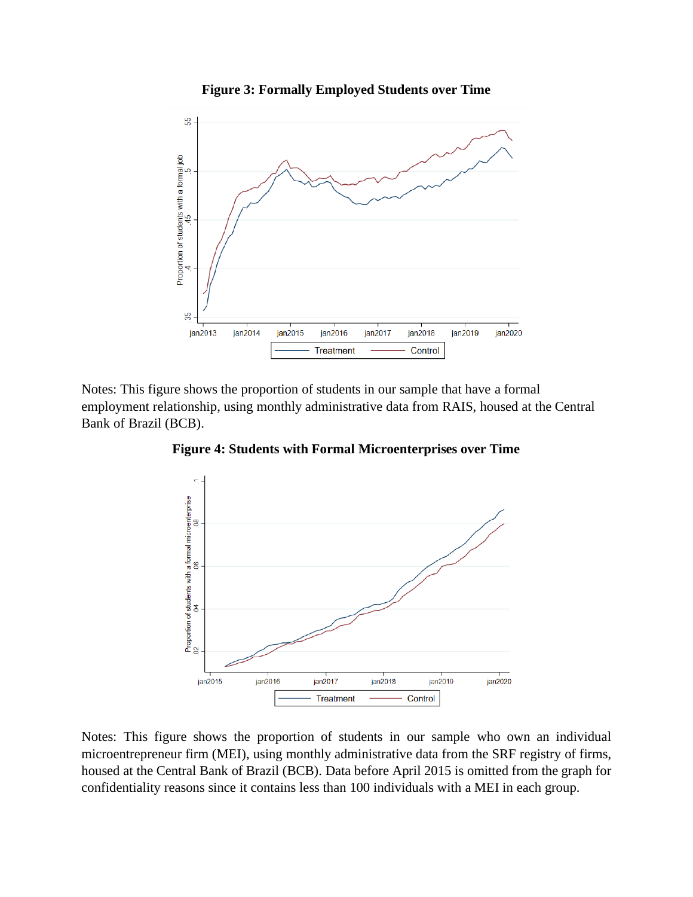**Figure 3: Formally Employed Students over Time**

Notes: This figure shows the proportion of students in our sample that have a formal employment relationship, using monthly administrative data from RAIS, housed at the Central Bank of Brazil (BCB).

**Figure 4: Students with Formal Microenterprises over Time**

Notes: This figure shows the proportion of students in our sample who own an individual microentrepreneur firm (MEI), using monthly administrative data from the SRF registry of firms, housed at the Central Bank of Brazil (BCB). Data before April 2015 is omitted from the graph for confidentiality reasons since it contains less than 100 individuals with a MEI in each group.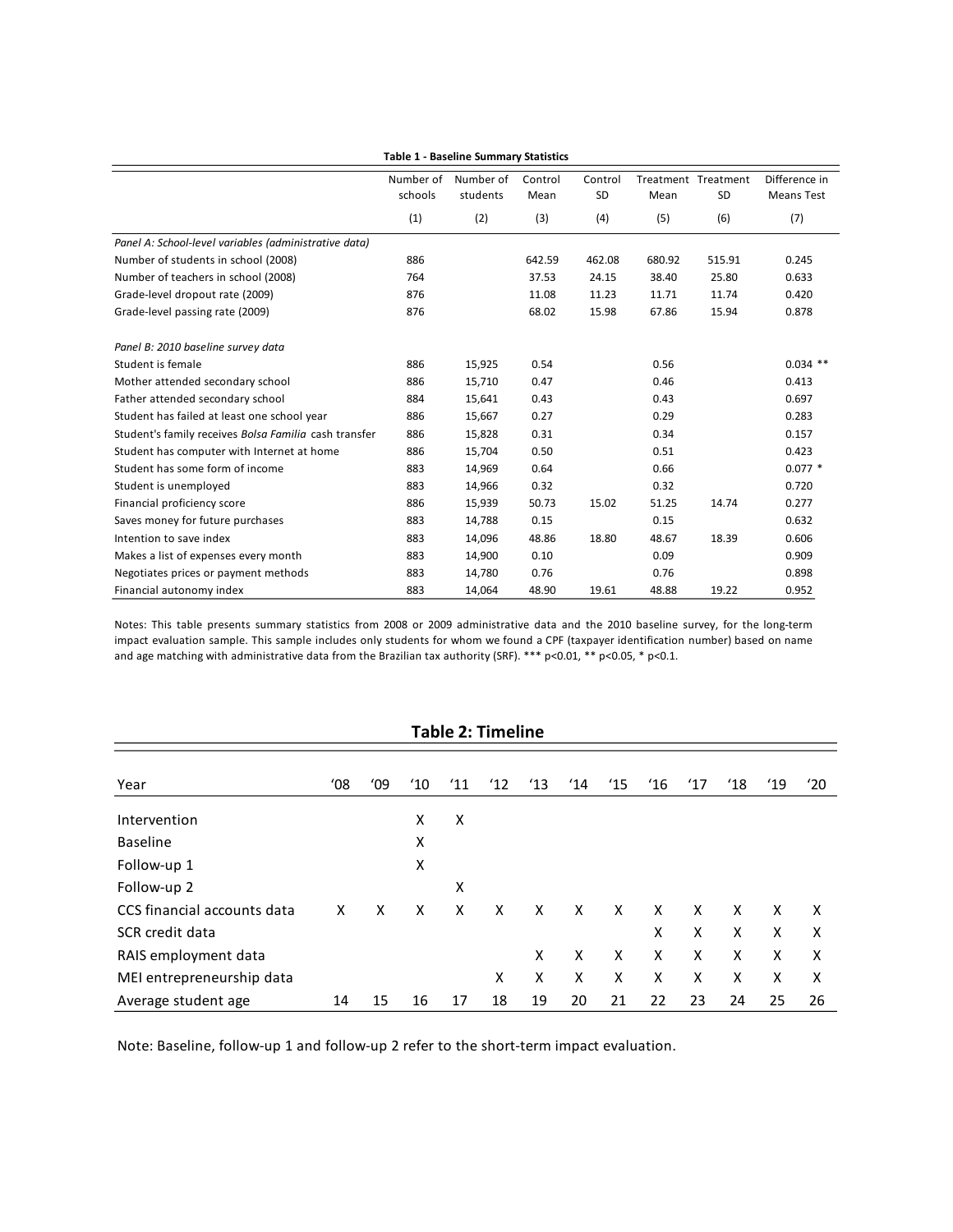**Table 1 - Baseline Summary Statistics**

| | Number of schools | Number of students | Control Mean | Control SD | Treatment Mean | Treatment SD | Difference in Means Test |
|---|---|---|---|---|---|---|---|
| | (1) | (2) | (3) | (4) | (5) | (6) | (7) |
| *Panel A: School-level variables (administrative data)* | | | | | | | |
| Number of students in school (2008) | 886 | | 642.59 | 462.08 | 680.92 | 515.91 | 0.245 |
| Number of teachers in school (2008) | 764 | | 37.53 | 24.15 | 38.40 | 25.80 | 0.633 |
| Grade-level dropout rate (2009) | 876 | | 11.08 | 11.23 | 11.71 | 11.74 | 0.420 |
| Grade-level passing rate (2009) | 876 | | 68.02 | 15.98 | 67.86 | 15.94 | 0.878 |
| *Panel B: 2010 baseline survey data* | | | | | | | |
| Student is female | 886 | 15,925 | 0.54 | | 0.56 | | 0.034 ** |
| Mother attended secondary school | 886 | 15,710 | 0.47 | | 0.46 | | 0.413 |
| Father attended secondary school | 884 | 15,641 | 0.43 | | 0.43 | | 0.697 |
| Student has failed at least one school year | 886 | 15,667 | 0.27 | | 0.29 | | 0.283 |
| Student's family receives *Bolsa Familia* cash transfer | 886 | 15,828 | 0.31 | | 0.34 | | 0.157 |
| Student has computer with Internet at home | 886 | 15,704 | 0.50 | | 0.51 | | 0.423 |
| Student has some form of income | 883 | 14,969 | 0.64 | | 0.66 | | 0.077 * |
| Student is unemployed | 883 | 14,966 | 0.32 | | 0.32 | | 0.720 |
| Financial proficiency score | 886 | 15,939 | 50.73 | 15.02 | 51.25 | 14.74 | 0.277 |
| Saves money for future purchases | 883 | 14,788 | 0.15 | | 0.15 | | 0.632 |
| Intention to save index | 883 | 14,096 | 48.86 | 18.80 | 48.67 | 18.39 | 0.606 |
| Makes a list of expenses every month | 883 | 14,900 | 0.10 | | 0.09 | | 0.909 |
| Negotiates prices or payment methods | 883 | 14,780 | 0.76 | | 0.76 | | 0.898 |
| Financial autonomy index | 883 | 14,064 | 48.90 | 19.61 | 48.88 | 19.22 | 0.952 |

Notes: This table presents summary statistics from 2008 or 2009 administrative data and the 2010 baseline survey, for the long-term impact evaluation sample. This sample includes only students for whom we found a CPF (taxpayer identification number) based on name and age matching with administrative data from the Brazilian tax authority (SRF). *** p<0.01, ** p<0.05, * p<0.1.

**Table 2: Timeline**

| Year | '08 | '09 | '10 | '11 | '12 | '13 | '14 | '15 | '16 | '17 | '18 | '19 | '20 |
|---|---|---|---|---|---|---|---|---|---|---|---|---|---|
| Intervention | | | X | X | | | | | | | | | |
| Baseline | | | X | | | | | | | | | | |
| Follow-up 1 | | | X | | | | | | | | | | |
| Follow-up 2 | | | | X | | | | | | | | | |
| CCS financial accounts data | X | X | X | X | X | X | X | X | X | X | X | X | X |
| SCR credit data | | | | | | | | | X | X | X | X | X |
| RAIS employment data | | | | | | X | X | X | X | X | X | X | X |
| MEI entrepreneurship data | | | | | X | X | X | X | X | X | X | X | X |
| Average student age | 14 | 15 | 16 | 17 | 18 | 19 | 20 | 21 | 22 | 23 | 24 | 25 | 26 |

Note: Baseline, follow-up 1 and follow-up 2 refer to the short-term impact evaluation.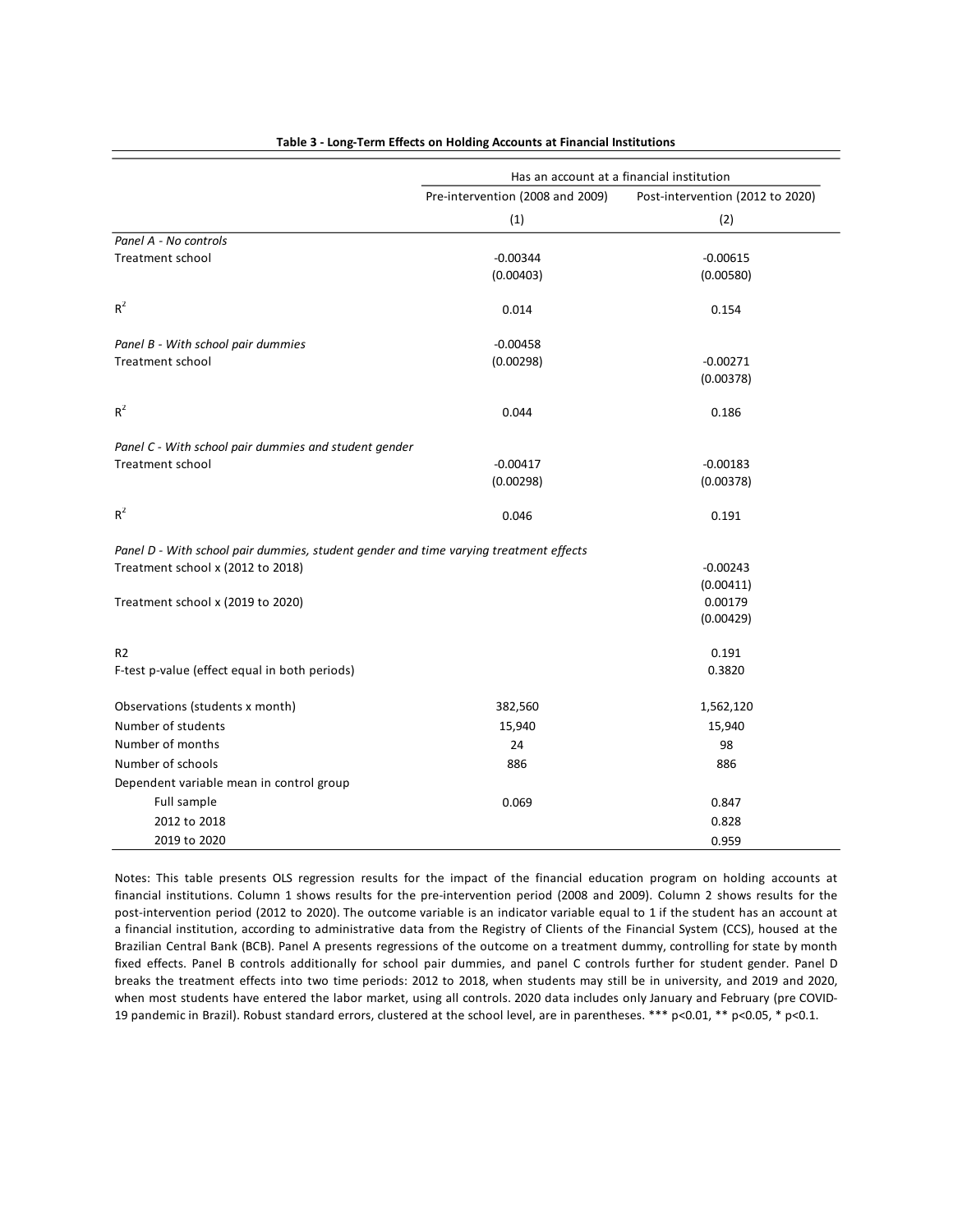**Table 3 - Long-Term Effects on Holding Accounts at Financial Institutions**

| | Has an account at a financial institution | |
|---|---|---|
| | Pre-intervention (2008 and 2009) | Post-intervention (2012 to 2020) |
| | (1) | (2) |
| *Panel A - No controls* | | |
| Treatment school | -0.00344 | -0.00615 |
| | (0.00403) | (0.00580) |
| $R^2$ | 0.014 | 0.154 |
| *Panel B - With school pair dummies* | | |
| Treatment school | -0.00458 | -0.00271 |
| | (0.00298) | (0.00378) |
| $R^2$ | 0.044 | 0.186 |
| *Panel C - With school pair dummies and student gender* | | |
| Treatment school | -0.00417 | -0.00183 |
| | (0.00298) | (0.00378) |
| $R^2$ | 0.046 | 0.191 |
| *Panel D - With school pair dummies, student gender and time varying treatment effects* | | |
| Treatment school x (2012 to 2018) | | -0.00243 |
| | | (0.00411) |
| Treatment school x (2019 to 2020) | | 0.00179 |
| | | (0.00429) |
| R2 | | 0.191 |
| F-test p-value (effect equal in both periods) | | 0.3820 |
| Observations (students x month) | 382,560 | 1,562,120 |
| Number of students | 15,940 | 15,940 |
| Number of months | 24 | 98 |
| Number of schools | 886 | 886 |
| Dependent variable mean in control group | | |
| Full sample | 0.069 | 0.847 |
| 2012 to 2018 | | 0.828 |
| 2019 to 2020 | | 0.959 |

Notes: This table presents OLS regression results for the impact of the financial education program on holding accounts at financial institutions. Column 1 shows results for the pre-intervention period (2008 and 2009). Column 2 shows results for the post-intervention period (2012 to 2020). The outcome variable is an indicator variable equal to 1 if the student has an account at a financial institution, according to administrative data from the Registry of Clients of the Financial System (CCS), housed at the Brazilian Central Bank (BCB). Panel A presents regressions of the outcome on a treatment dummy, controlling for state by month fixed effects. Panel B controls additionally for school pair dummies, and panel C controls further for student gender. Panel D breaks the treatment effects into two time periods: 2012 to 2018, when students may still be in university, and 2019 and 2020, when most students have entered the labor market, using all controls. 2020 data includes only January and February (pre COVID-19 pandemic in Brazil). Robust standard errors, clustered at the school level, are in parentheses. *** p<0.01, ** p<0.05, * p<0.1.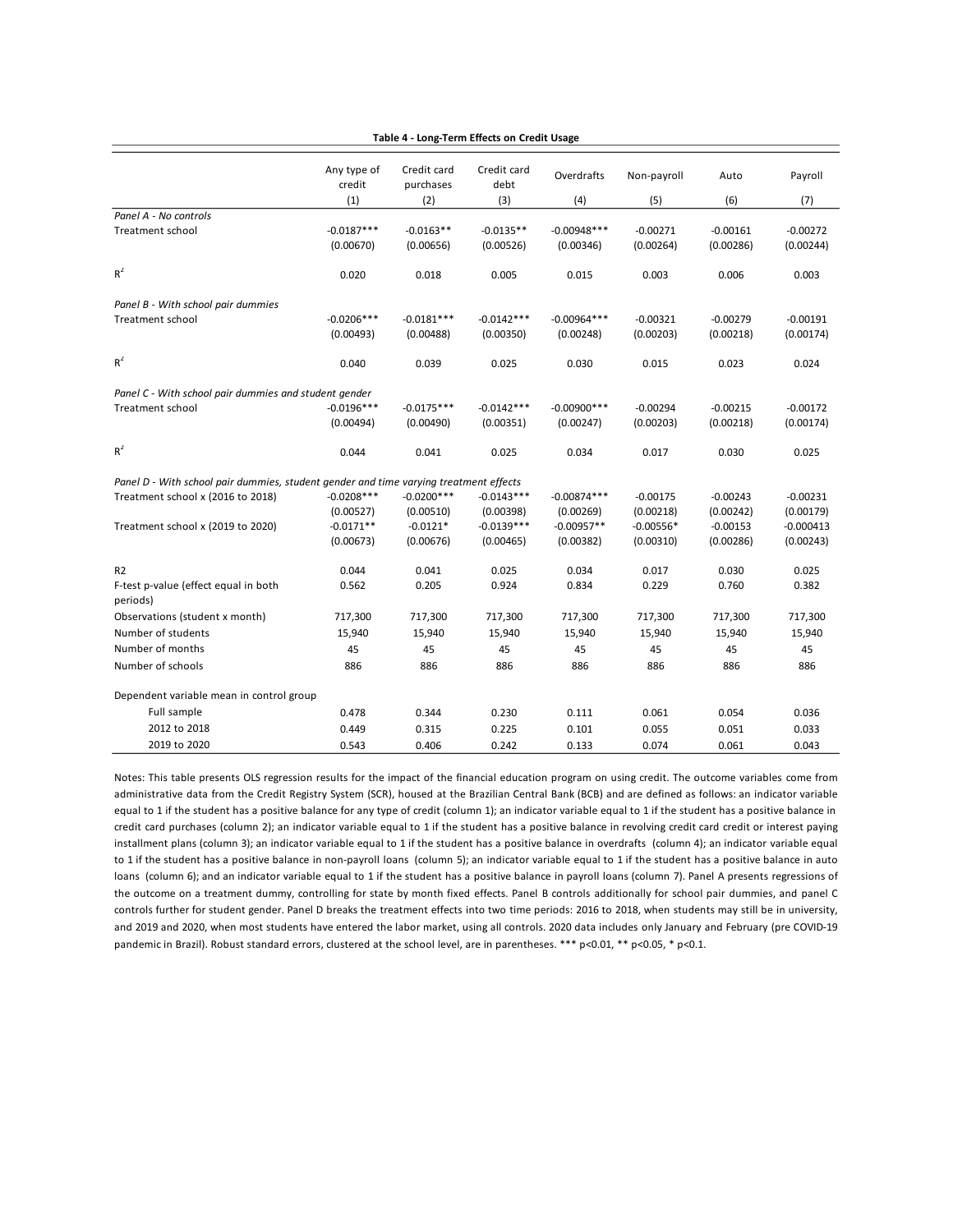**Table 4 - Long-Term Effects on Credit Usage**

| | Any type of credit | Credit card purchases | Credit card debt | Overdrafts | Non-payroll | Auto | Payroll |
|---|---|---|---|---|---|---|---|
| | (1) | (2) | (3) | (4) | (5) | (6) | (7) |
| *Panel A - No controls* | | | | | | | |
| Treatment school | -0.0187*** | -0.0163** | -0.0135** | -0.00948*** | -0.00271 | -0.00161 | -0.00272 |
| | (0.00670) | (0.00656) | (0.00526) | (0.00346) | (0.00264) | (0.00286) | (0.00244) |
| $R^2$ | 0.020 | 0.018 | 0.005 | 0.015 | 0.003 | 0.006 | 0.003 |
| *Panel B - With school pair dummies* | | | | | | | |
| Treatment school | -0.0206*** | -0.0181*** | -0.0142*** | -0.00964*** | -0.00321 | -0.00279 | -0.00191 |
| | (0.00493) | (0.00488) | (0.00350) | (0.00248) | (0.00203) | (0.00218) | (0.00174) |
| $R^2$ | 0.040 | 0.039 | 0.025 | 0.030 | 0.015 | 0.023 | 0.024 |
| *Panel C - With school pair dummies and student gender* | | | | | | | |
| Treatment school | -0.0196*** | -0.0175*** | -0.0142*** | -0.00900*** | -0.00294 | -0.00215 | -0.00172 |
| | (0.00494) | (0.00490) | (0.00351) | (0.00247) | (0.00203) | (0.00218) | (0.00174) |
| $R^2$ | 0.044 | 0.041 | 0.025 | 0.034 | 0.017 | 0.030 | 0.025 |
| *Panel D - With school pair dummies, student gender and time varying treatment effects* | | | | | | | |
| Treatment school x (2016 to 2018) | -0.0208*** | -0.0200*** | -0.0143*** | -0.00874*** | -0.00175 | -0.00243 | -0.00231 |
| | (0.00527) | (0.00510) | (0.00398) | (0.00269) | (0.00218) | (0.00242) | (0.00179) |
| Treatment school x (2019 to 2020) | -0.0171** | -0.0121* | -0.0139*** | -0.00957** | -0.00556* | -0.00153 | -0.000413 |
| | (0.00673) | (0.00676) | (0.00465) | (0.00382) | (0.00310) | (0.00286) | (0.00243) |
| R2 | 0.044 | 0.041 | 0.025 | 0.034 | 0.017 | 0.030 | 0.025 |
| F-test p-value (effect equal in both periods) | 0.562 | 0.205 | 0.924 | 0.834 | 0.229 | 0.760 | 0.382 |
| Observations (student x month) | 717,300 | 717,300 | 717,300 | 717,300 | 717,300 | 717,300 | 717,300 |
| Number of students | 15,940 | 15,940 | 15,940 | 15,940 | 15,940 | 15,940 | 15,940 |
| Number of months | 45 | 45 | 45 | 45 | 45 | 45 | 45 |
| Number of schools | 886 | 886 | 886 | 886 | 886 | 886 | 886 |
| Dependent variable mean in control group | | | | | | | |
| Full sample | 0.478 | 0.344 | 0.230 | 0.111 | 0.061 | 0.054 | 0.036 |
| 2012 to 2018 | 0.449 | 0.315 | 0.225 | 0.101 | 0.055 | 0.051 | 0.033 |
| 2019 to 2020 | 0.543 | 0.406 | 0.242 | 0.133 | 0.074 | 0.061 | 0.043 |

Notes: This table presents OLS regression results for the impact of the financial education program on using credit. The outcome variables come from administrative data from the Credit Registry System (SCR), housed at the Brazilian Central Bank (BCB) and are defined as follows: an indicator variable equal to 1 if the student has a positive balance for any type of credit (column 1); an indicator variable equal to 1 if the student has a positive balance in credit card purchases (column 2); an indicator variable equal to 1 if the student has a positive balance in revolving credit card credit or interest paying installment plans (column 3); an indicator variable equal to 1 if the student has a positive balance in overdrafts (column 4); an indicator variable equal to 1 if the student has a positive balance in non-payroll loans (column 5); an indicator variable equal to 1 if the student has a positive balance in auto loans (column 6); and an indicator variable equal to 1 if the student has a positive balance in payroll loans (column 7). Panel A presents regressions of the outcome on a treatment dummy, controlling for state by month fixed effects. Panel B controls additionally for school pair dummies, and panel C controls further for student gender. Panel D breaks the treatment effects into two time periods: 2016 to 2018, when students may still be in university, and 2019 and 2020, when most students have entered the labor market, using all controls. 2020 data includes only January and February (pre COVID-19 pandemic in Brazil). Robust standard errors, clustered at the school level, are in parentheses. *** p<0.01, ** p<0.05, * p<0.1.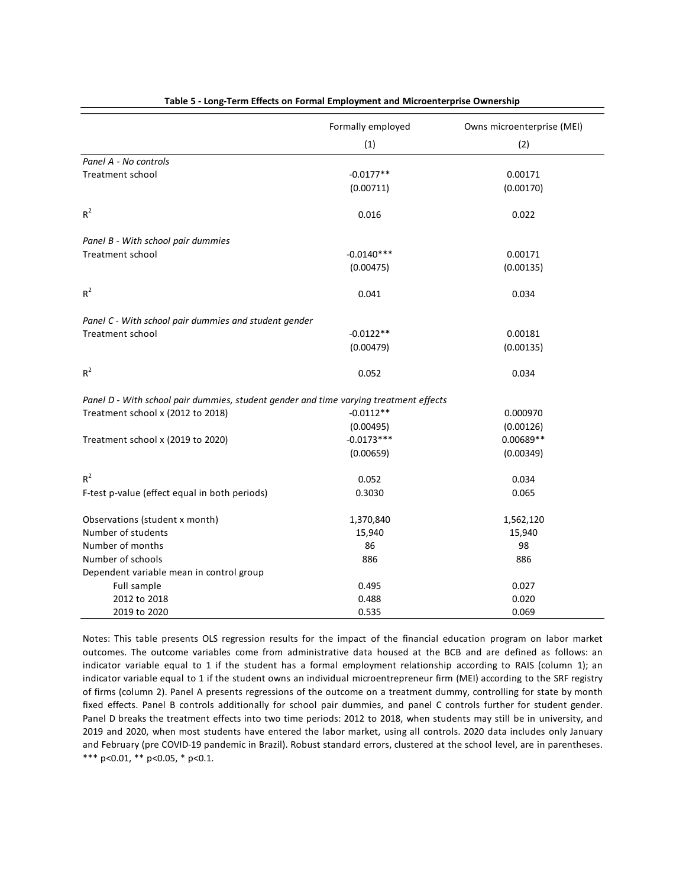**Table 5 - Long-Term Effects on Formal Employment and Microenterprise Ownership**

| | Formally employed | Owns microenterprise (MEI) |
|---|---|---|
| | (1) | (2) |
| *Panel A - No controls* | | |
| Treatment school | -0.0177** | 0.00171 |
| | (0.00711) | (0.00170) |
| $R^2$ | 0.016 | 0.022 |
| *Panel B - With school pair dummies* | | |
| Treatment school | -0.0140*** | 0.00171 |
| | (0.00475) | (0.00135) |
| $R^2$ | 0.041 | 0.034 |
| *Panel C - With school pair dummies and student gender* | | |
| Treatment school | -0.0122** | 0.00181 |
| | (0.00479) | (0.00135) |
| $R^2$ | 0.052 | 0.034 |
| *Panel D - With school pair dummies, student gender and time varying treatment effects* | | |
| Treatment school x (2012 to 2018) | -0.0112** | 0.000970 |
| | (0.00495) | (0.00126) |
| Treatment school x (2019 to 2020) | -0.0173*** | 0.00689** |
| | (0.00659) | (0.00349) |
| $R^2$ | 0.052 | 0.034 |
| F-test p-value (effect equal in both periods) | 0.3030 | 0.065 |
| Observations (student x month) | 1,370,840 | 1,562,120 |
| Number of students | 15,940 | 15,940 |
| Number of months | 86 | 98 |
| Number of schools | 886 | 886 |
| Dependent variable mean in control group | | |
| Full sample | 0.495 | 0.027 |
| 2012 to 2018 | 0.488 | 0.020 |
| 2019 to 2020 | 0.535 | 0.069 |

Notes: This table presents OLS regression results for the impact of the financial education program on labor market outcomes. The outcome variables come from administrative data housed at the BCB and are defined as follows: an indicator variable equal to 1 if the student has a formal employment relationship according to RAIS (column 1); an indicator variable equal to 1 if the student owns an individual microentrepreneur firm (MEI) according to the SRF registry of firms (column 2). Panel A presents regressions of the outcome on a treatment dummy, controlling for state by month fixed effects. Panel B controls additionally for school pair dummies, and panel C controls further for student gender. Panel D breaks the treatment effects into two time periods: 2012 to 2018, when students may still be in university, and 2019 and 2020, when most students have entered the labor market, using all controls. 2020 data includes only January and February (pre COVID-19 pandemic in Brazil). Robust standard errors, clustered at the school level, are in parentheses. *** p<0.01, ** p<0.05, * p<0.1.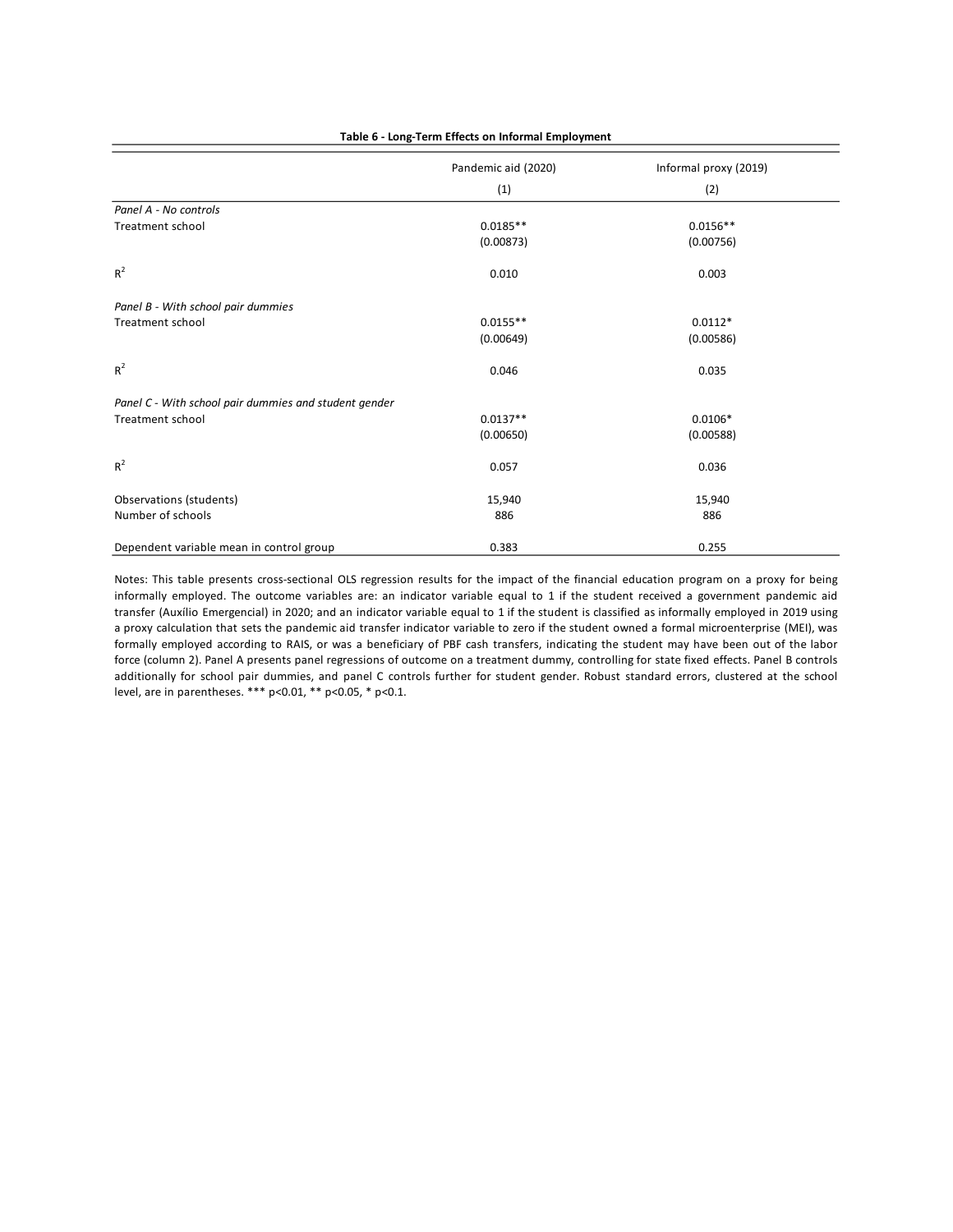**Table 6 - Long-Term Effects on Informal Employment**

| | Pandemic aid (2020) | Informal proxy (2019) |
|---|---|---|
| | (1) | (2) |
| *Panel A - No controls* | | |
| Treatment school | 0.0185** | 0.0156** |
| | (0.00873) | (0.00756) |
| $R^2$ | 0.010 | 0.003 |
| *Panel B - With school pair dummies* | | |
| Treatment school | 0.0155** | 0.0112* |
| | (0.00649) | (0.00586) |
| $R^2$ | 0.046 | 0.035 |
| *Panel C - With school pair dummies and student gender* | | |
| Treatment school | 0.0137** | 0.0106* |
| | (0.00650) | (0.00588) |
| $R^2$ | 0.057 | 0.036 |
| Observations (students) | 15,940 | 15,940 |
| Number of schools | 886 | 886 |
| Dependent variable mean in control group | 0.383 | 0.255 |

Notes: This table presents cross-sectional OLS regression results for the impact of the financial education program on a proxy for being informally employed. The outcome variables are: an indicator variable equal to 1 if the student received a government pandemic aid transfer (Auxílio Emergencial) in 2020; and an indicator variable equal to 1 if the student is classified as informally employed in 2019 using a proxy calculation that sets the pandemic aid transfer indicator variable to zero if the student owned a formal microenterprise (MEI), was formally employed according to RAIS, or was a beneficiary of PBF cash transfers, indicating the student may have been out of the labor force (column 2). Panel A presents panel regressions of outcome on a treatment dummy, controlling for state fixed effects. Panel B controls additionally for school pair dummies, and panel C controls further for student gender. Robust standard errors, clustered at the school level, are in parentheses. *** p<0.01, ** p<0.05, * p<0.1.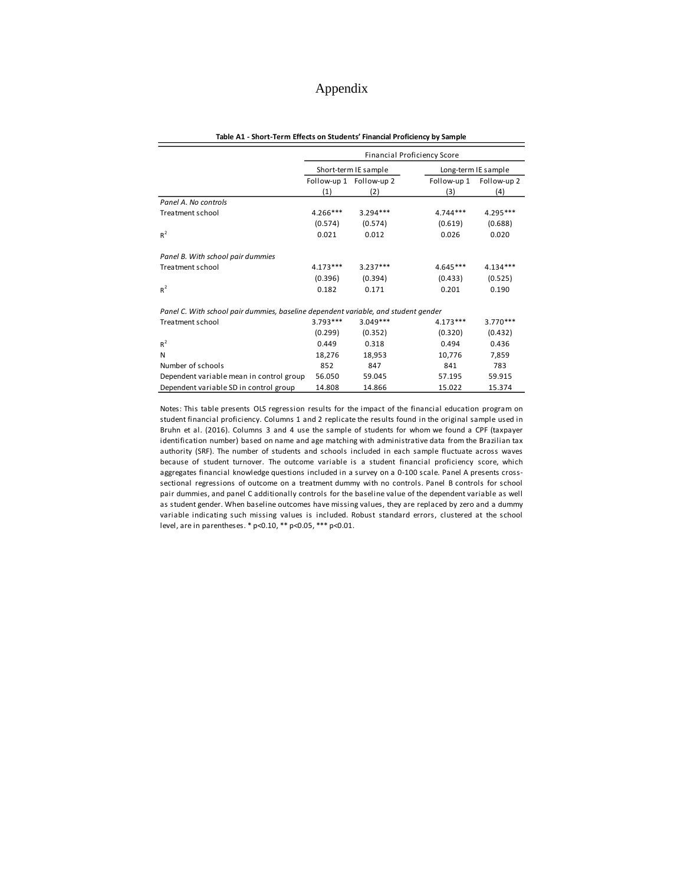# Appendix

**Table A1 - Short-Term Effects on Students' Financial Proficiency by Sample**

| | Financial Proficiency Score | | | |
|---|---|---|---|---|
| | Short-term IE sample | | Long-term IE sample | |
| | Follow-up 1 | Follow-up 2 | Follow-up 1 | Follow-up 2 |
| | (1) | (2) | (3) | (4) |
| *Panel A. No controls* | | | | |
| Treatment school | 4.266*** | 3.294*** | 4.744*** | 4.295*** |
| | (0.574) | (0.574) | (0.619) | (0.688) |
| $R^2$ | 0.021 | 0.012 | 0.026 | 0.020 |
| *Panel B. With school pair dummies* | | | | |
| Treatment school | 4.173*** | 3.237*** | 4.645*** | 4.134*** |
| | (0.396) | (0.394) | (0.433) | (0.525) |
| $R^2$ | 0.182 | 0.171 | 0.201 | 0.190 |
| *Panel C. With school pair dummies, baseline dependent variable, and student gender* | | | | |
| Treatment school | 3.793*** | 3.049*** | 4.173*** | 3.770*** |
| | (0.299) | (0.352) | (0.320) | (0.432) |
| $R^2$ | 0.449 | 0.318 | 0.494 | 0.436 |
| N | 18,276 | 18,953 | 10,776 | 7,859 |
| Number of schools | 852 | 847 | 841 | 783 |
| Dependent variable mean in control group | 56.050 | 59.045 | 57.195 | 59.915 |
| Dependent variable SD in control group | 14.808 | 14.866 | 15.022 | 15.374 |

Notes: This table presents OLS regression results for the impact of the financial education program on student financial proficiency. Columns 1 and 2 replicate the results found in the original sample used in Bruhn et al. (2016). Columns 3 and 4 use the sample of students for whom we found a CPF (taxpayer identification number) based on name and age matching with administrative data from the Brazilian tax authority (SRF). The number of students and schools included in each sample fluctuate across waves because of student turnover. The outcome variable is a student financial proficiency score, which aggregates financial knowledge questions included in a survey on a 0-100 scale. Panel A presents cross-sectional regressions of outcome on a treatment dummy with no controls. Panel B controls for school pair dummies, and panel C additionally controls for the baseline value of the dependent variable as well as student gender. When baseline outcomes have missing values, they are replaced by zero and a dummy variable indicating such missing values is included. Robust standard errors, clustered at the school level, are in parentheses. * p<0.10, ** p<0.05, *** p<0.01.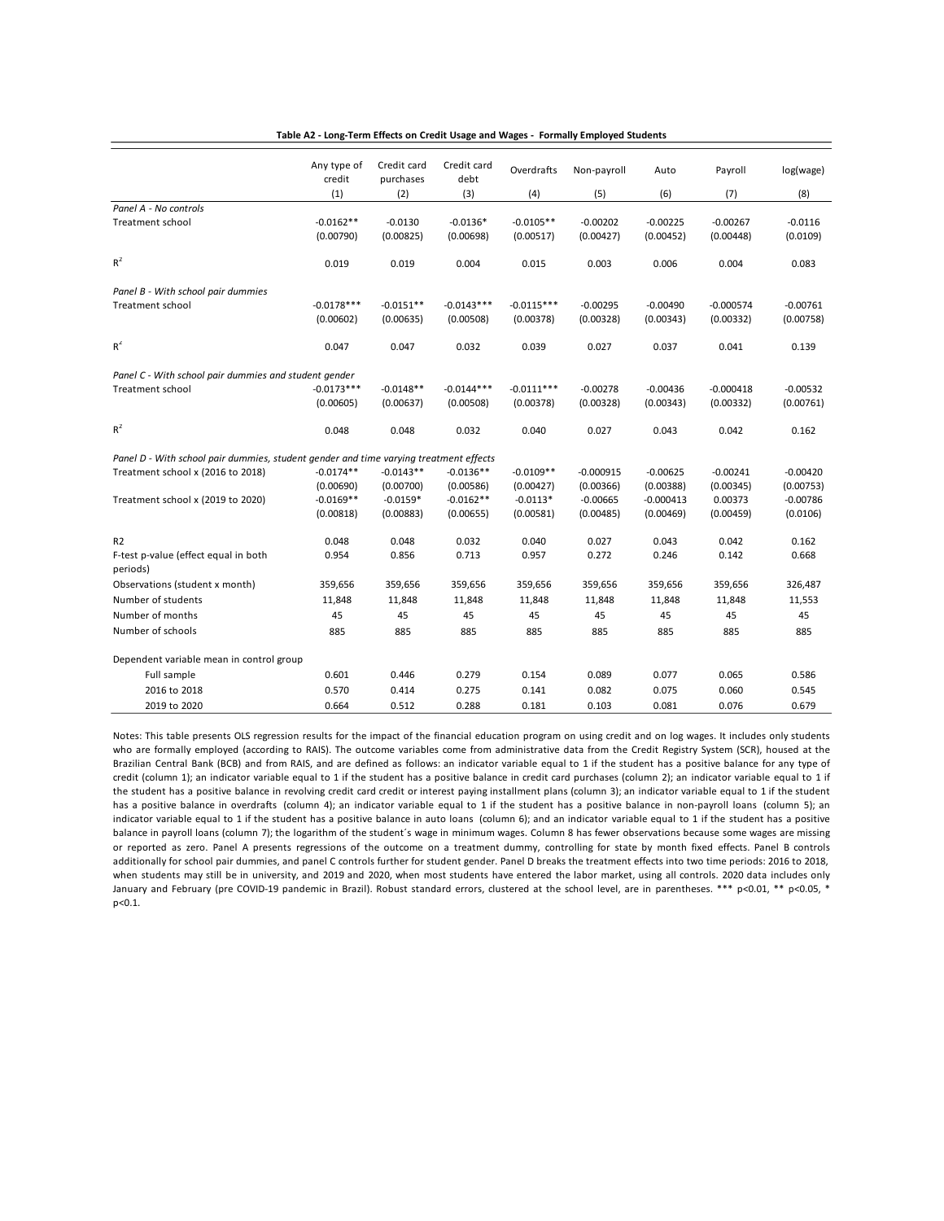**Table A2 - Long-Term Effects on Credit Usage and Wages - Formally Employed Students**

| | Any type of credit | Credit card purchases | Credit card debt | Overdrafts | Non-payroll | Auto | Payroll | log(wage) |
|---|---|---|---|---|---|---|---|---|
| | (1) | (2) | (3) | (4) | (5) | (6) | (7) | (8) |
| *Panel A - No controls* | | | | | | | | |
| Treatment school | -0.0162** | -0.0130 | -0.0136* | -0.0105** | -0.00202 | -0.00225 | -0.00267 | -0.0116 |
| | (0.00790) | (0.00825) | (0.00698) | (0.00517) | (0.00427) | (0.00452) | (0.00448) | (0.0109) |
| $R^2$ | 0.019 | 0.019 | 0.004 | 0.015 | 0.003 | 0.006 | 0.004 | 0.083 |
| *Panel B - With school pair dummies* | | | | | | | | |
| Treatment school | -0.0178*** | -0.0151** | -0.0143*** | -0.0115*** | -0.00295 | -0.00490 | -0.000574 | -0.00761 |
| | (0.00602) | (0.00635) | (0.00508) | (0.00378) | (0.00328) | (0.00343) | (0.00332) | (0.00758) |
| $R^2$ | 0.047 | 0.047 | 0.032 | 0.039 | 0.027 | 0.037 | 0.041 | 0.139 |
| *Panel C - With school pair dummies and student gender* | | | | | | | | |
| Treatment school | -0.0173*** | -0.0148** | -0.0144*** | -0.0111*** | -0.00278 | -0.00436 | -0.000418 | -0.00532 |
| | (0.00605) | (0.00637) | (0.00508) | (0.00378) | (0.00328) | (0.00343) | (0.00332) | (0.00761) |
| $R^2$ | 0.048 | 0.048 | 0.032 | 0.040 | 0.027 | 0.043 | 0.042 | 0.162 |
| *Panel D - With school pair dummies, student gender and time varying treatment effects* | | | | | | | | |
| Treatment school x (2016 to 2018) | -0.0174** | -0.0143** | -0.0136** | -0.0109** | -0.000915 | -0.00625 | -0.00241 | -0.00420 |
| | (0.00690) | (0.00700) | (0.00586) | (0.00427) | (0.00366) | (0.00388) | (0.00345) | (0.00753) |
| Treatment school x (2019 to 2020) | -0.0169** | -0.0159* | -0.0162** | -0.0113* | -0.00665 | -0.000413 | 0.00373 | -0.00786 |
| | (0.00818) | (0.00883) | (0.00655) | (0.00581) | (0.00485) | (0.00469) | (0.00459) | (0.0106) |
| R2 | 0.048 | 0.048 | 0.032 | 0.040 | 0.027 | 0.043 | 0.042 | 0.162 |
| F-test p-value (effect equal in both periods) | 0.954 | 0.856 | 0.713 | 0.957 | 0.272 | 0.246 | 0.142 | 0.668 |
| Observations (student x month) | 359,656 | 359,656 | 359,656 | 359,656 | 359,656 | 359,656 | 359,656 | 326,487 |
| Number of students | 11,848 | 11,848 | 11,848 | 11,848 | 11,848 | 11,848 | 11,848 | 11,553 |
| Number of months | 45 | 45 | 45 | 45 | 45 | 45 | 45 | 45 |
| Number of schools | 885 | 885 | 885 | 885 | 885 | 885 | 885 | 885 |
| Dependent variable mean in control group | | | | | | | | |
| Full sample | 0.601 | 0.446 | 0.279 | 0.154 | 0.089 | 0.077 | 0.065 | 0.586 |
| 2016 to 2018 | 0.570 | 0.414 | 0.275 | 0.141 | 0.082 | 0.075 | 0.060 | 0.545 |
| 2019 to 2020 | 0.664 | 0.512 | 0.288 | 0.181 | 0.103 | 0.081 | 0.076 | 0.679 |

Notes: This table presents OLS regression results for the impact of the financial education program on using credit and on log wages. It includes only students who are formally employed (according to RAIS). The outcome variables come from administrative data from the Credit Registry System (SCR), housed at the Brazilian Central Bank (BCB) and from RAIS, and are defined as follows: an indicator variable equal to 1 if the student has a positive balance for any type of credit (column 1); an indicator variable equal to 1 if the student has a positive balance in credit card purchases (column 2); an indicator variable equal to 1 if the student has a positive balance in revolving credit card credit or interest paying installment plans (column 3); an indicator variable equal to 1 if the student has a positive balance in overdrafts (column 4); an indicator variable equal to 1 if the student has a positive balance in non-payroll loans (column 5); an indicator variable equal to 1 if the student has a positive balance in auto loans (column 6); and an indicator variable equal to 1 if the student has a positive balance in payroll loans (column 7); the logarithm of the student´s wage in minimum wages. Column 8 has fewer observations because some wages are missing or reported as zero. Panel A presents regressions of the outcome on a treatment dummy, controlling for state by month fixed effects. Panel B controls additionally for school pair dummies, and panel C controls further for student gender. Panel D breaks the treatment effects into two time periods: 2016 to 2018, when students may still be in university, and 2019 and 2020, when most students have entered the labor market, using all controls. 2020 data includes only January and February (pre COVID-19 pandemic in Brazil). Robust standard errors, clustered at the school level, are in parentheses. *** p<0.01, ** p<0.05, * p<0.1.